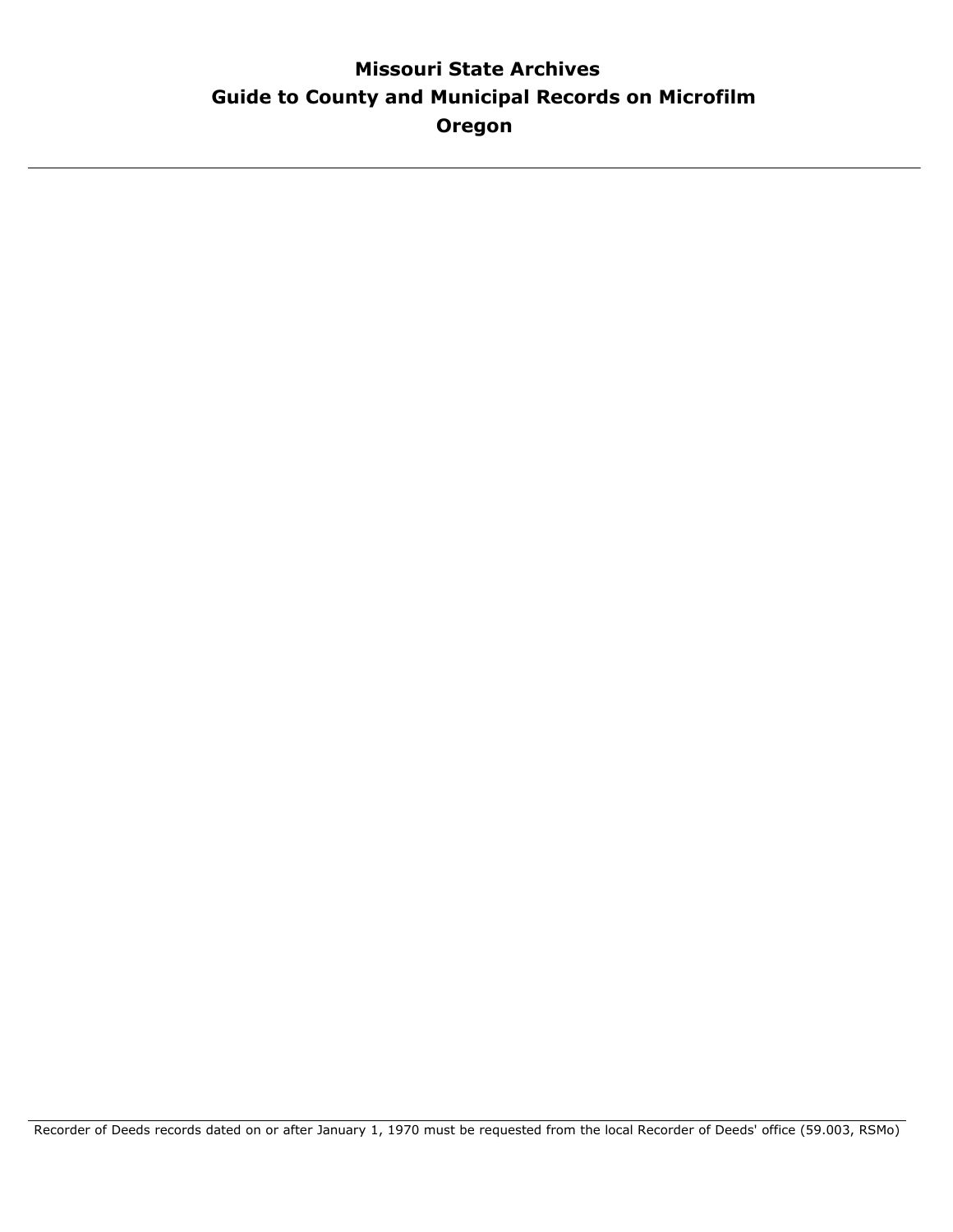# Missouri State Archives
# Guide to County and Municipal Records on Microfilm
# Oregon

---

Recorder of Deeds records dated on or after January 1, 1970 must be requested from the local Recorder of Deeds' office (59.003, RSMo)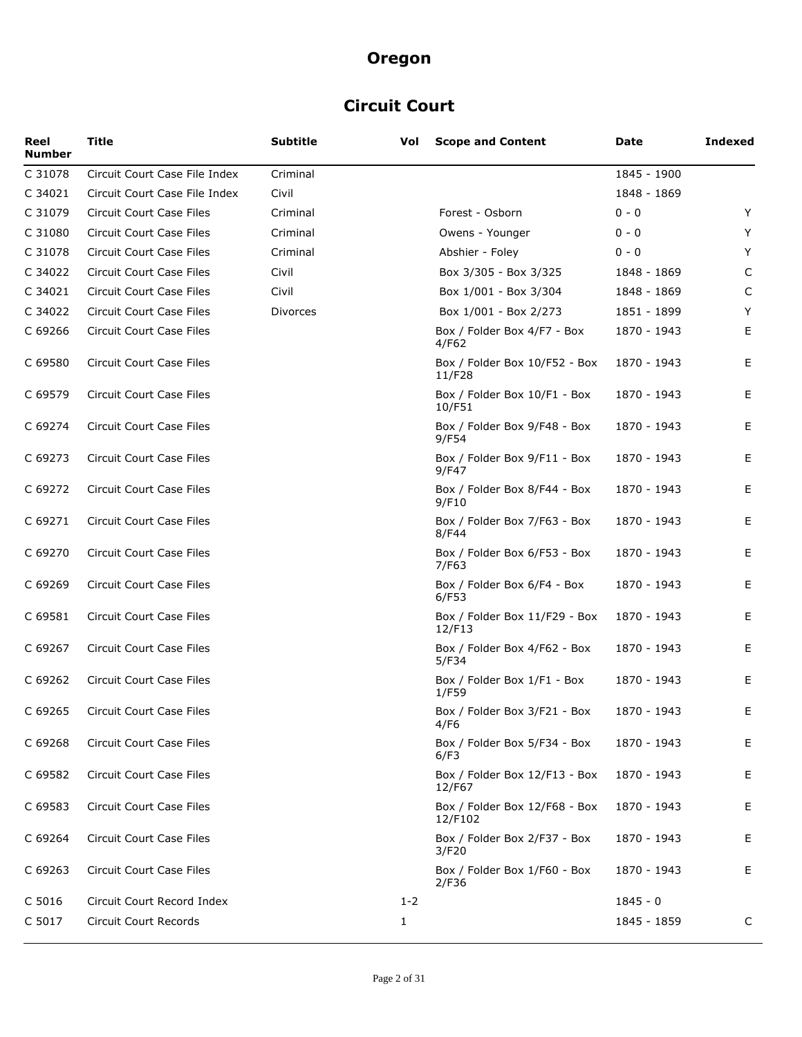# Oregon

## Circuit Court

| Reel Number | Title | Subtitle | Vol | Scope and Content | Date | Indexed |
|---|---|---|---|---|---|---|
| C 31078 | Circuit Court Case File Index | Criminal | | | 1845 - 1900 | |
| C 34021 | Circuit Court Case File Index | Civil | | | 1848 - 1869 | |
| C 31079 | Circuit Court Case Files | Criminal | | Forest - Osborn | 0 - 0 | Y |
| C 31080 | Circuit Court Case Files | Criminal | | Owens - Younger | 0 - 0 | Y |
| C 31078 | Circuit Court Case Files | Criminal | | Abshier - Foley | 0 - 0 | Y |
| C 34022 | Circuit Court Case Files | Civil | | Box 3/305 - Box 3/325 | 1848 - 1869 | C |
| C 34021 | Circuit Court Case Files | Civil | | Box 1/001 - Box 3/304 | 1848 - 1869 | C |
| C 34022 | Circuit Court Case Files | Divorces | | Box 1/001 - Box 2/273 | 1851 - 1899 | Y |
| C 69266 | Circuit Court Case Files | | | Box / Folder Box 4/F7 - Box 4/F62 | 1870 - 1943 | E |
| C 69580 | Circuit Court Case Files | | | Box / Folder Box 10/F52 - Box 11/F28 | 1870 - 1943 | E |
| C 69579 | Circuit Court Case Files | | | Box / Folder Box 10/F1 - Box 10/F51 | 1870 - 1943 | E |
| C 69274 | Circuit Court Case Files | | | Box / Folder Box 9/F48 - Box 9/F54 | 1870 - 1943 | E |
| C 69273 | Circuit Court Case Files | | | Box / Folder Box 9/F11 - Box 9/F47 | 1870 - 1943 | E |
| C 69272 | Circuit Court Case Files | | | Box / Folder Box 8/F44 - Box 9/F10 | 1870 - 1943 | E |
| C 69271 | Circuit Court Case Files | | | Box / Folder Box 7/F63 - Box 8/F44 | 1870 - 1943 | E |
| C 69270 | Circuit Court Case Files | | | Box / Folder Box 6/F53 - Box 7/F63 | 1870 - 1943 | E |
| C 69269 | Circuit Court Case Files | | | Box / Folder Box 6/F4 - Box 6/F53 | 1870 - 1943 | E |
| C 69581 | Circuit Court Case Files | | | Box / Folder Box 11/F29 - Box 12/F13 | 1870 - 1943 | E |
| C 69267 | Circuit Court Case Files | | | Box / Folder Box 4/F62 - Box 5/F34 | 1870 - 1943 | E |
| C 69262 | Circuit Court Case Files | | | Box / Folder Box 1/F1 - Box 1/F59 | 1870 - 1943 | E |
| C 69265 | Circuit Court Case Files | | | Box / Folder Box 3/F21 - Box 4/F6 | 1870 - 1943 | E |
| C 69268 | Circuit Court Case Files | | | Box / Folder Box 5/F34 - Box 6/F3 | 1870 - 1943 | E |
| C 69582 | Circuit Court Case Files | | | Box / Folder Box 12/F13 - Box 12/F67 | 1870 - 1943 | E |
| C 69583 | Circuit Court Case Files | | | Box / Folder Box 12/F68 - Box 12/F102 | 1870 - 1943 | E |
| C 69264 | Circuit Court Case Files | | | Box / Folder Box 2/F37 - Box 3/F20 | 1870 - 1943 | E |
| C 69263 | Circuit Court Case Files | | | Box / Folder Box 1/F60 - Box 2/F36 | 1870 - 1943 | E |
| C 5016 | Circuit Court Record Index | | 1-2 | | 1845 - 0 | |
| C 5017 | Circuit Court Records | | 1 | | 1845 - 1859 | C |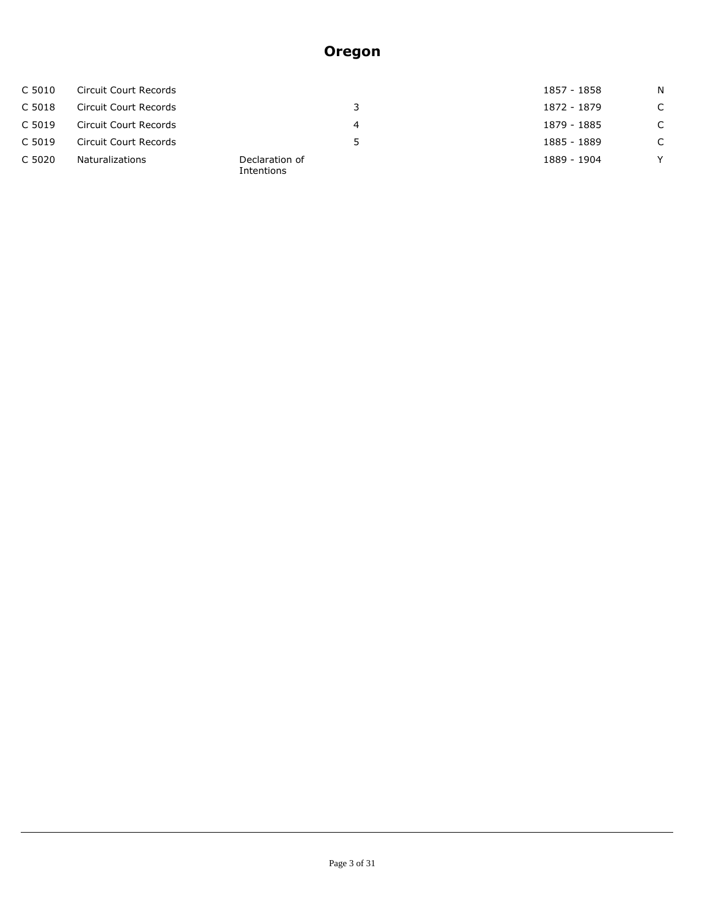# Oregon

| | | | | | |
|---|---|---|---|---|---|
| C 5010 | Circuit Court Records | | | 1857 - 1858 | N |
| C 5018 | Circuit Court Records | | 3 | 1872 - 1879 | C |
| C 5019 | Circuit Court Records | | 4 | 1879 - 1885 | C |
| C 5019 | Circuit Court Records | | 5 | 1885 - 1889 | C |
| C 5020 | Naturalizations | Declaration of Intentions | | 1889 - 1904 | Y |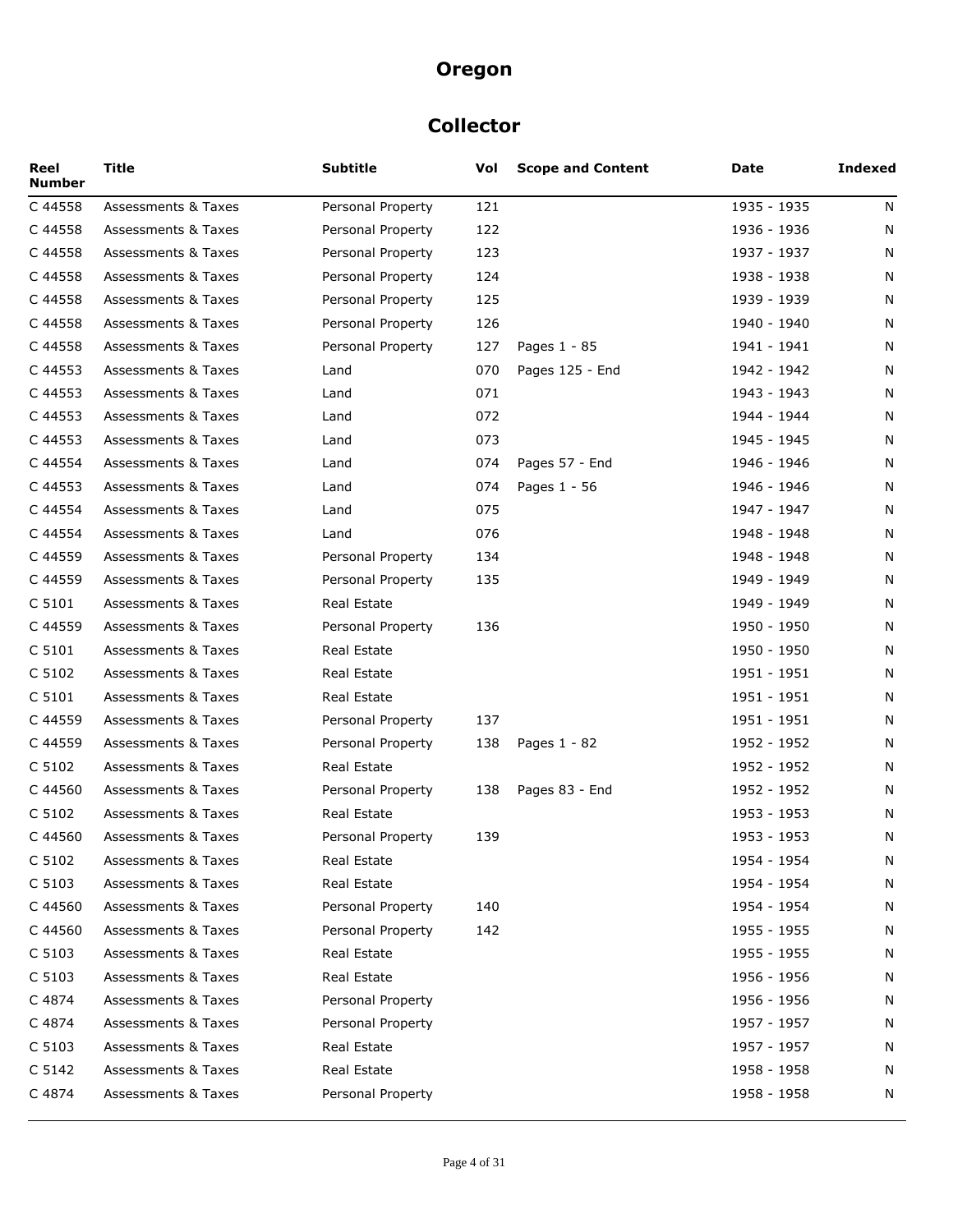# Oregon

## Collector

| Reel Number | Title | Subtitle | Vol | Scope and Content | Date | Indexed |
|---|---|---|---|---|---|---|
| C 44558 | Assessments & Taxes | Personal Property | 121 | | 1935 - 1935 | N |
| C 44558 | Assessments & Taxes | Personal Property | 122 | | 1936 - 1936 | N |
| C 44558 | Assessments & Taxes | Personal Property | 123 | | 1937 - 1937 | N |
| C 44558 | Assessments & Taxes | Personal Property | 124 | | 1938 - 1938 | N |
| C 44558 | Assessments & Taxes | Personal Property | 125 | | 1939 - 1939 | N |
| C 44558 | Assessments & Taxes | Personal Property | 126 | | 1940 - 1940 | N |
| C 44558 | Assessments & Taxes | Personal Property | 127 | Pages 1 - 85 | 1941 - 1941 | N |
| C 44553 | Assessments & Taxes | Land | 070 | Pages 125 - End | 1942 - 1942 | N |
| C 44553 | Assessments & Taxes | Land | 071 | | 1943 - 1943 | N |
| C 44553 | Assessments & Taxes | Land | 072 | | 1944 - 1944 | N |
| C 44553 | Assessments & Taxes | Land | 073 | | 1945 - 1945 | N |
| C 44554 | Assessments & Taxes | Land | 074 | Pages 57 - End | 1946 - 1946 | N |
| C 44553 | Assessments & Taxes | Land | 074 | Pages 1 - 56 | 1946 - 1946 | N |
| C 44554 | Assessments & Taxes | Land | 075 | | 1947 - 1947 | N |
| C 44554 | Assessments & Taxes | Land | 076 | | 1948 - 1948 | N |
| C 44559 | Assessments & Taxes | Personal Property | 134 | | 1948 - 1948 | N |
| C 44559 | Assessments & Taxes | Personal Property | 135 | | 1949 - 1949 | N |
| C 5101 | Assessments & Taxes | Real Estate | | | 1949 - 1949 | N |
| C 44559 | Assessments & Taxes | Personal Property | 136 | | 1950 - 1950 | N |
| C 5101 | Assessments & Taxes | Real Estate | | | 1950 - 1950 | N |
| C 5102 | Assessments & Taxes | Real Estate | | | 1951 - 1951 | N |
| C 5101 | Assessments & Taxes | Real Estate | | | 1951 - 1951 | N |
| C 44559 | Assessments & Taxes | Personal Property | 137 | | 1951 - 1951 | N |
| C 44559 | Assessments & Taxes | Personal Property | 138 | Pages 1 - 82 | 1952 - 1952 | N |
| C 5102 | Assessments & Taxes | Real Estate | | | 1952 - 1952 | N |
| C 44560 | Assessments & Taxes | Personal Property | 138 | Pages 83 - End | 1952 - 1952 | N |
| C 5102 | Assessments & Taxes | Real Estate | | | 1953 - 1953 | N |
| C 44560 | Assessments & Taxes | Personal Property | 139 | | 1953 - 1953 | N |
| C 5102 | Assessments & Taxes | Real Estate | | | 1954 - 1954 | N |
| C 5103 | Assessments & Taxes | Real Estate | | | 1954 - 1954 | N |
| C 44560 | Assessments & Taxes | Personal Property | 140 | | 1954 - 1954 | N |
| C 44560 | Assessments & Taxes | Personal Property | 142 | | 1955 - 1955 | N |
| C 5103 | Assessments & Taxes | Real Estate | | | 1955 - 1955 | N |
| C 5103 | Assessments & Taxes | Real Estate | | | 1956 - 1956 | N |
| C 4874 | Assessments & Taxes | Personal Property | | | 1956 - 1956 | N |
| C 4874 | Assessments & Taxes | Personal Property | | | 1957 - 1957 | N |
| C 5103 | Assessments & Taxes | Real Estate | | | 1957 - 1957 | N |
| C 5142 | Assessments & Taxes | Real Estate | | | 1958 - 1958 | N |
| C 4874 | Assessments & Taxes | Personal Property | | | 1958 - 1958 | N |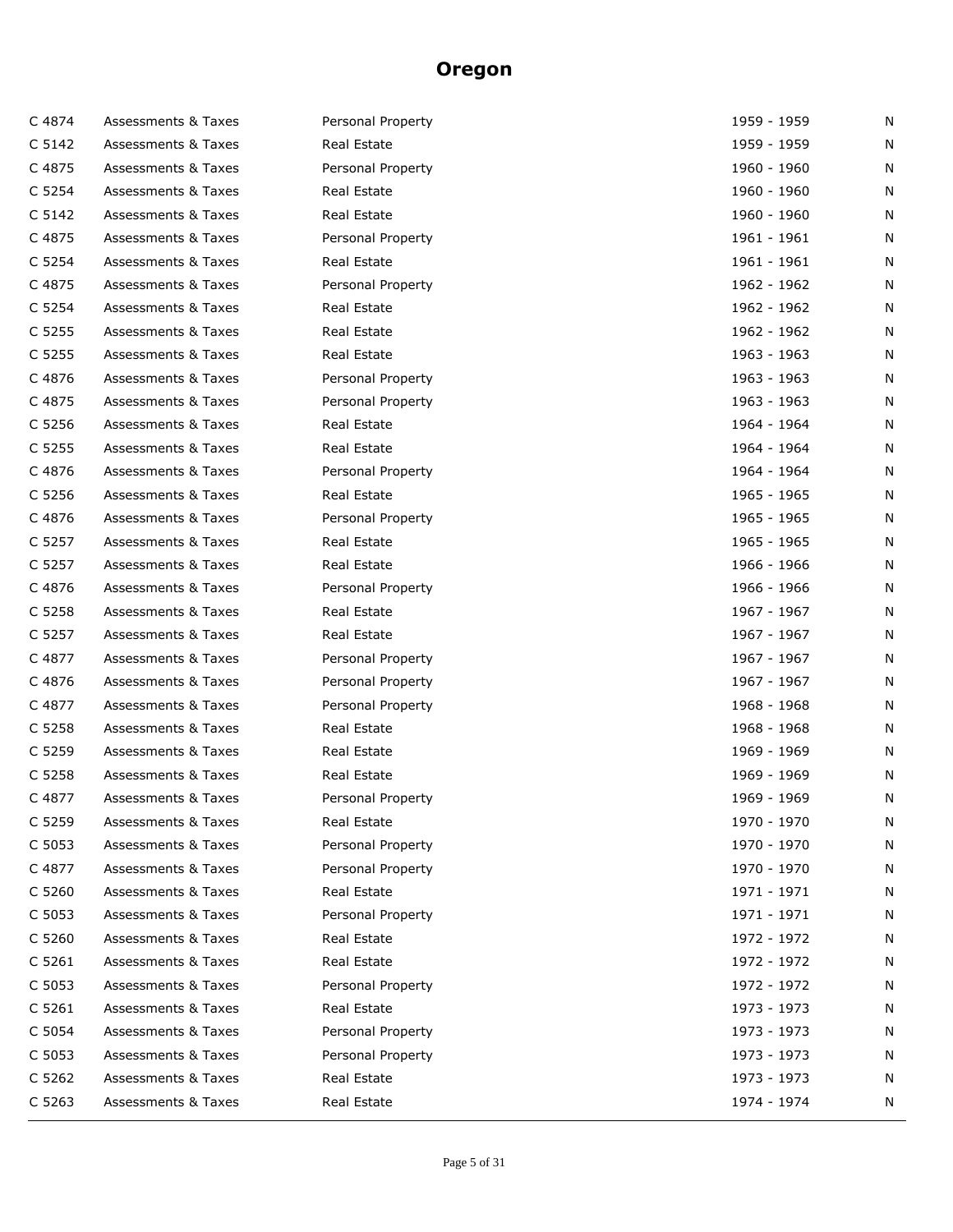# Oregon

| | | | | |
|---|---|---|---|---|
| C 4874 | Assessments & Taxes | Personal Property | 1959 - 1959 | N |
| C 5142 | Assessments & Taxes | Real Estate | 1959 - 1959 | N |
| C 4875 | Assessments & Taxes | Personal Property | 1960 - 1960 | N |
| C 5254 | Assessments & Taxes | Real Estate | 1960 - 1960 | N |
| C 5142 | Assessments & Taxes | Real Estate | 1960 - 1960 | N |
| C 4875 | Assessments & Taxes | Personal Property | 1961 - 1961 | N |
| C 5254 | Assessments & Taxes | Real Estate | 1961 - 1961 | N |
| C 4875 | Assessments & Taxes | Personal Property | 1962 - 1962 | N |
| C 5254 | Assessments & Taxes | Real Estate | 1962 - 1962 | N |
| C 5255 | Assessments & Taxes | Real Estate | 1962 - 1962 | N |
| C 5255 | Assessments & Taxes | Real Estate | 1963 - 1963 | N |
| C 4876 | Assessments & Taxes | Personal Property | 1963 - 1963 | N |
| C 4875 | Assessments & Taxes | Personal Property | 1963 - 1963 | N |
| C 5256 | Assessments & Taxes | Real Estate | 1964 - 1964 | N |
| C 5255 | Assessments & Taxes | Real Estate | 1964 - 1964 | N |
| C 4876 | Assessments & Taxes | Personal Property | 1964 - 1964 | N |
| C 5256 | Assessments & Taxes | Real Estate | 1965 - 1965 | N |
| C 4876 | Assessments & Taxes | Personal Property | 1965 - 1965 | N |
| C 5257 | Assessments & Taxes | Real Estate | 1965 - 1965 | N |
| C 5257 | Assessments & Taxes | Real Estate | 1966 - 1966 | N |
| C 4876 | Assessments & Taxes | Personal Property | 1966 - 1966 | N |
| C 5258 | Assessments & Taxes | Real Estate | 1967 - 1967 | N |
| C 5257 | Assessments & Taxes | Real Estate | 1967 - 1967 | N |
| C 4877 | Assessments & Taxes | Personal Property | 1967 - 1967 | N |
| C 4876 | Assessments & Taxes | Personal Property | 1967 - 1967 | N |
| C 4877 | Assessments & Taxes | Personal Property | 1968 - 1968 | N |
| C 5258 | Assessments & Taxes | Real Estate | 1968 - 1968 | N |
| C 5259 | Assessments & Taxes | Real Estate | 1969 - 1969 | N |
| C 5258 | Assessments & Taxes | Real Estate | 1969 - 1969 | N |
| C 4877 | Assessments & Taxes | Personal Property | 1969 - 1969 | N |
| C 5259 | Assessments & Taxes | Real Estate | 1970 - 1970 | N |
| C 5053 | Assessments & Taxes | Personal Property | 1970 - 1970 | N |
| C 4877 | Assessments & Taxes | Personal Property | 1970 - 1970 | N |
| C 5260 | Assessments & Taxes | Real Estate | 1971 - 1971 | N |
| C 5053 | Assessments & Taxes | Personal Property | 1971 - 1971 | N |
| C 5260 | Assessments & Taxes | Real Estate | 1972 - 1972 | N |
| C 5261 | Assessments & Taxes | Real Estate | 1972 - 1972 | N |
| C 5053 | Assessments & Taxes | Personal Property | 1972 - 1972 | N |
| C 5261 | Assessments & Taxes | Real Estate | 1973 - 1973 | N |
| C 5054 | Assessments & Taxes | Personal Property | 1973 - 1973 | N |
| C 5053 | Assessments & Taxes | Personal Property | 1973 - 1973 | N |
| C 5262 | Assessments & Taxes | Real Estate | 1973 - 1973 | N |
| C 5263 | Assessments & Taxes | Real Estate | 1974 - 1974 | N |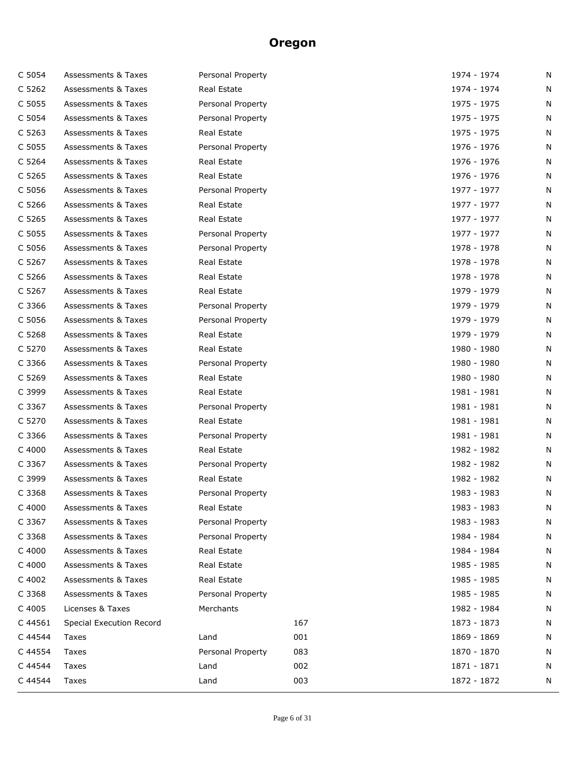# Oregon

| | | | | | |
|---|---|---|---|---|---|
| C 5054 | Assessments & Taxes | Personal Property | | 1974 - 1974 | N |
| C 5262 | Assessments & Taxes | Real Estate | | 1974 - 1974 | N |
| C 5055 | Assessments & Taxes | Personal Property | | 1975 - 1975 | N |
| C 5054 | Assessments & Taxes | Personal Property | | 1975 - 1975 | N |
| C 5263 | Assessments & Taxes | Real Estate | | 1975 - 1975 | N |
| C 5055 | Assessments & Taxes | Personal Property | | 1976 - 1976 | N |
| C 5264 | Assessments & Taxes | Real Estate | | 1976 - 1976 | N |
| C 5265 | Assessments & Taxes | Real Estate | | 1976 - 1976 | N |
| C 5056 | Assessments & Taxes | Personal Property | | 1977 - 1977 | N |
| C 5266 | Assessments & Taxes | Real Estate | | 1977 - 1977 | N |
| C 5265 | Assessments & Taxes | Real Estate | | 1977 - 1977 | N |
| C 5055 | Assessments & Taxes | Personal Property | | 1977 - 1977 | N |
| C 5056 | Assessments & Taxes | Personal Property | | 1978 - 1978 | N |
| C 5267 | Assessments & Taxes | Real Estate | | 1978 - 1978 | N |
| C 5266 | Assessments & Taxes | Real Estate | | 1978 - 1978 | N |
| C 5267 | Assessments & Taxes | Real Estate | | 1979 - 1979 | N |
| C 3366 | Assessments & Taxes | Personal Property | | 1979 - 1979 | N |
| C 5056 | Assessments & Taxes | Personal Property | | 1979 - 1979 | N |
| C 5268 | Assessments & Taxes | Real Estate | | 1979 - 1979 | N |
| C 5270 | Assessments & Taxes | Real Estate | | 1980 - 1980 | N |
| C 3366 | Assessments & Taxes | Personal Property | | 1980 - 1980 | N |
| C 5269 | Assessments & Taxes | Real Estate | | 1980 - 1980 | N |
| C 3999 | Assessments & Taxes | Real Estate | | 1981 - 1981 | N |
| C 3367 | Assessments & Taxes | Personal Property | | 1981 - 1981 | N |
| C 5270 | Assessments & Taxes | Real Estate | | 1981 - 1981 | N |
| C 3366 | Assessments & Taxes | Personal Property | | 1981 - 1981 | N |
| C 4000 | Assessments & Taxes | Real Estate | | 1982 - 1982 | N |
| C 3367 | Assessments & Taxes | Personal Property | | 1982 - 1982 | N |
| C 3999 | Assessments & Taxes | Real Estate | | 1982 - 1982 | N |
| C 3368 | Assessments & Taxes | Personal Property | | 1983 - 1983 | N |
| C 4000 | Assessments & Taxes | Real Estate | | 1983 - 1983 | N |
| C 3367 | Assessments & Taxes | Personal Property | | 1983 - 1983 | N |
| C 3368 | Assessments & Taxes | Personal Property | | 1984 - 1984 | N |
| C 4000 | Assessments & Taxes | Real Estate | | 1984 - 1984 | N |
| C 4000 | Assessments & Taxes | Real Estate | | 1985 - 1985 | N |
| C 4002 | Assessments & Taxes | Real Estate | | 1985 - 1985 | N |
| C 3368 | Assessments & Taxes | Personal Property | | 1985 - 1985 | N |
| C 4005 | Licenses & Taxes | Merchants | | 1982 - 1984 | N |
| C 44561 | Special Execution Record | | 167 | 1873 - 1873 | N |
| C 44544 | Taxes | Land | 001 | 1869 - 1869 | N |
| C 44554 | Taxes | Personal Property | 083 | 1870 - 1870 | N |
| C 44544 | Taxes | Land | 002 | 1871 - 1871 | N |
| C 44544 | Taxes | Land | 003 | 1872 - 1872 | N |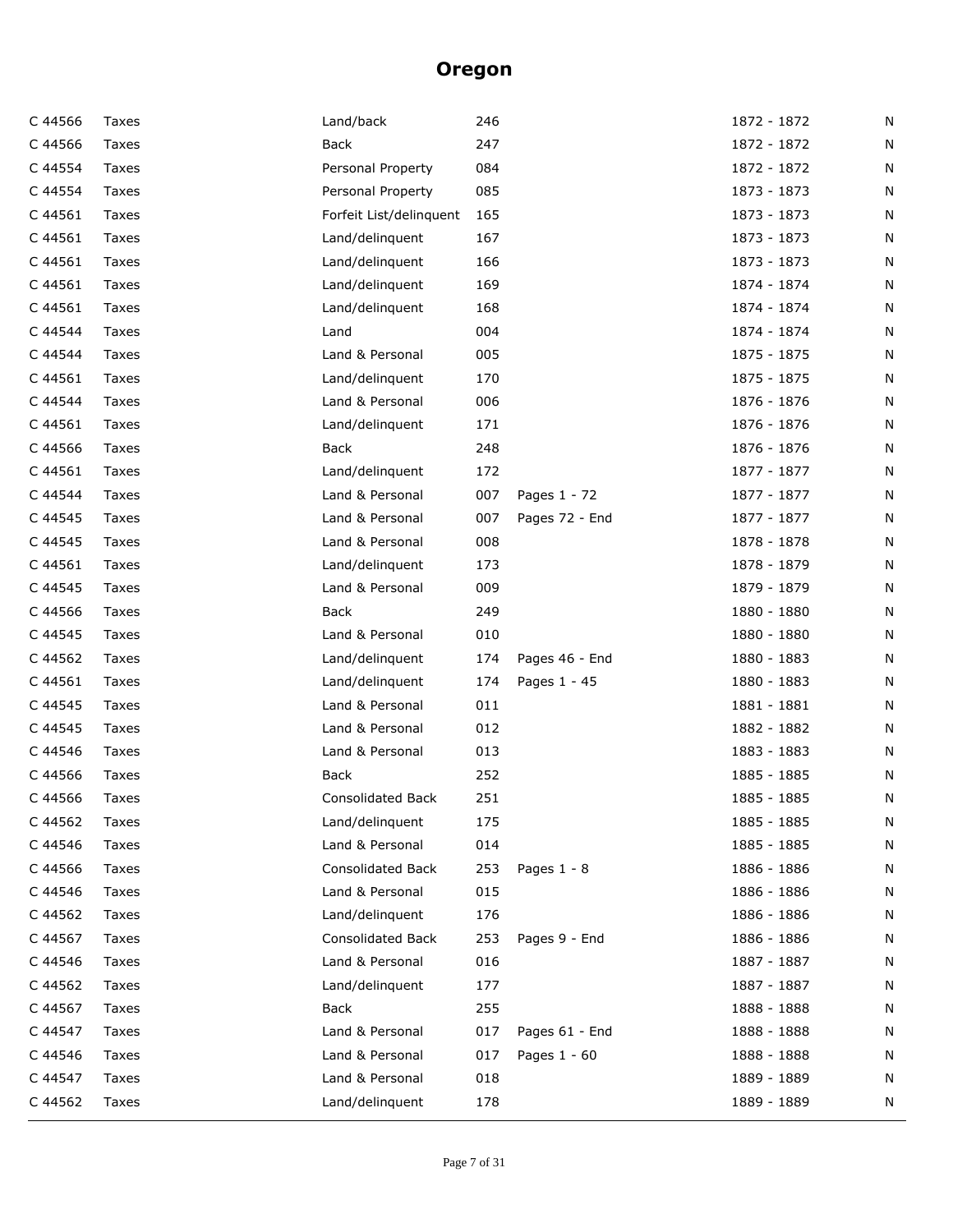## Oregon

| | | | | | | |
|---|---|---|---|---|---|---|
| C 44566 | Taxes | Land/back | 246 | | 1872 - 1872 | N |
| C 44566 | Taxes | Back | 247 | | 1872 - 1872 | N |
| C 44554 | Taxes | Personal Property | 084 | | 1872 - 1872 | N |
| C 44554 | Taxes | Personal Property | 085 | | 1873 - 1873 | N |
| C 44561 | Taxes | Forfeit List/delinquent | 165 | | 1873 - 1873 | N |
| C 44561 | Taxes | Land/delinquent | 167 | | 1873 - 1873 | N |
| C 44561 | Taxes | Land/delinquent | 166 | | 1873 - 1873 | N |
| C 44561 | Taxes | Land/delinquent | 169 | | 1874 - 1874 | N |
| C 44561 | Taxes | Land/delinquent | 168 | | 1874 - 1874 | N |
| C 44544 | Taxes | Land | 004 | | 1874 - 1874 | N |
| C 44544 | Taxes | Land & Personal | 005 | | 1875 - 1875 | N |
| C 44561 | Taxes | Land/delinquent | 170 | | 1875 - 1875 | N |
| C 44544 | Taxes | Land & Personal | 006 | | 1876 - 1876 | N |
| C 44561 | Taxes | Land/delinquent | 171 | | 1876 - 1876 | N |
| C 44566 | Taxes | Back | 248 | | 1876 - 1876 | N |
| C 44561 | Taxes | Land/delinquent | 172 | | 1877 - 1877 | N |
| C 44544 | Taxes | Land & Personal | 007 | Pages 1 - 72 | 1877 - 1877 | N |
| C 44545 | Taxes | Land & Personal | 007 | Pages 72 - End | 1877 - 1877 | N |
| C 44545 | Taxes | Land & Personal | 008 | | 1878 - 1878 | N |
| C 44561 | Taxes | Land/delinquent | 173 | | 1878 - 1879 | N |
| C 44545 | Taxes | Land & Personal | 009 | | 1879 - 1879 | N |
| C 44566 | Taxes | Back | 249 | | 1880 - 1880 | N |
| C 44545 | Taxes | Land & Personal | 010 | | 1880 - 1880 | N |
| C 44562 | Taxes | Land/delinquent | 174 | Pages 46 - End | 1880 - 1883 | N |
| C 44561 | Taxes | Land/delinquent | 174 | Pages 1 - 45 | 1880 - 1883 | N |
| C 44545 | Taxes | Land & Personal | 011 | | 1881 - 1881 | N |
| C 44545 | Taxes | Land & Personal | 012 | | 1882 - 1882 | N |
| C 44546 | Taxes | Land & Personal | 013 | | 1883 - 1883 | N |
| C 44566 | Taxes | Back | 252 | | 1885 - 1885 | N |
| C 44566 | Taxes | Consolidated Back | 251 | | 1885 - 1885 | N |
| C 44562 | Taxes | Land/delinquent | 175 | | 1885 - 1885 | N |
| C 44546 | Taxes | Land & Personal | 014 | | 1885 - 1885 | N |
| C 44566 | Taxes | Consolidated Back | 253 | Pages 1 - 8 | 1886 - 1886 | N |
| C 44546 | Taxes | Land & Personal | 015 | | 1886 - 1886 | N |
| C 44562 | Taxes | Land/delinquent | 176 | | 1886 - 1886 | N |
| C 44567 | Taxes | Consolidated Back | 253 | Pages 9 - End | 1886 - 1886 | N |
| C 44546 | Taxes | Land & Personal | 016 | | 1887 - 1887 | N |
| C 44562 | Taxes | Land/delinquent | 177 | | 1887 - 1887 | N |
| C 44567 | Taxes | Back | 255 | | 1888 - 1888 | N |
| C 44547 | Taxes | Land & Personal | 017 | Pages 61 - End | 1888 - 1888 | N |
| C 44546 | Taxes | Land & Personal | 017 | Pages 1 - 60 | 1888 - 1888 | N |
| C 44547 | Taxes | Land & Personal | 018 | | 1889 - 1889 | N |
| C 44562 | Taxes | Land/delinquent | 178 | | 1889 - 1889 | N |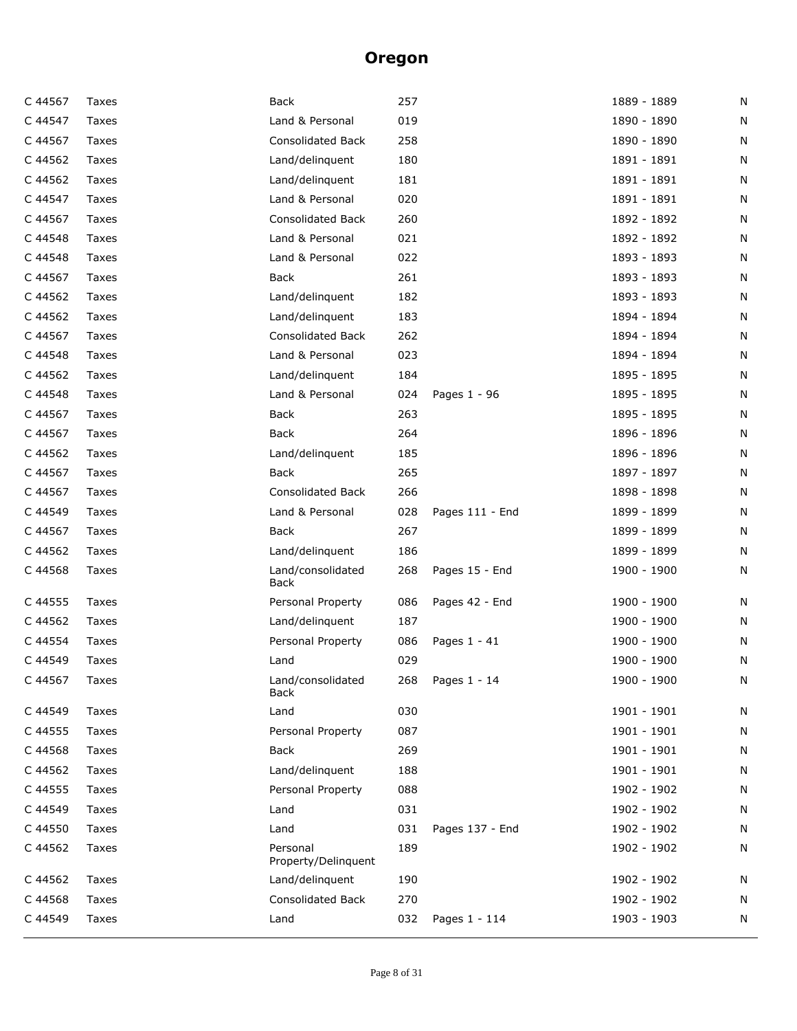# Oregon

| | | | | | | |
|---|---|---|---|---|---|---|
| C 44567 | Taxes | Back | 257 | | 1889 - 1889 | N |
| C 44547 | Taxes | Land & Personal | 019 | | 1890 - 1890 | N |
| C 44567 | Taxes | Consolidated Back | 258 | | 1890 - 1890 | N |
| C 44562 | Taxes | Land/delinquent | 180 | | 1891 - 1891 | N |
| C 44562 | Taxes | Land/delinquent | 181 | | 1891 - 1891 | N |
| C 44547 | Taxes | Land & Personal | 020 | | 1891 - 1891 | N |
| C 44567 | Taxes | Consolidated Back | 260 | | 1892 - 1892 | N |
| C 44548 | Taxes | Land & Personal | 021 | | 1892 - 1892 | N |
| C 44548 | Taxes | Land & Personal | 022 | | 1893 - 1893 | N |
| C 44567 | Taxes | Back | 261 | | 1893 - 1893 | N |
| C 44562 | Taxes | Land/delinquent | 182 | | 1893 - 1893 | N |
| C 44562 | Taxes | Land/delinquent | 183 | | 1894 - 1894 | N |
| C 44567 | Taxes | Consolidated Back | 262 | | 1894 - 1894 | N |
| C 44548 | Taxes | Land & Personal | 023 | | 1894 - 1894 | N |
| C 44562 | Taxes | Land/delinquent | 184 | | 1895 - 1895 | N |
| C 44548 | Taxes | Land & Personal | 024 | Pages 1 - 96 | 1895 - 1895 | N |
| C 44567 | Taxes | Back | 263 | | 1895 - 1895 | N |
| C 44567 | Taxes | Back | 264 | | 1896 - 1896 | N |
| C 44562 | Taxes | Land/delinquent | 185 | | 1896 - 1896 | N |
| C 44567 | Taxes | Back | 265 | | 1897 - 1897 | N |
| C 44567 | Taxes | Consolidated Back | 266 | | 1898 - 1898 | N |
| C 44549 | Taxes | Land & Personal | 028 | Pages 111 - End | 1899 - 1899 | N |
| C 44567 | Taxes | Back | 267 | | 1899 - 1899 | N |
| C 44562 | Taxes | Land/delinquent | 186 | | 1899 - 1899 | N |
| C 44568 | Taxes | Land/consolidated Back | 268 | Pages 15 - End | 1900 - 1900 | N |
| C 44555 | Taxes | Personal Property | 086 | Pages 42 - End | 1900 - 1900 | N |
| C 44562 | Taxes | Land/delinquent | 187 | | 1900 - 1900 | N |
| C 44554 | Taxes | Personal Property | 086 | Pages 1 - 41 | 1900 - 1900 | N |
| C 44549 | Taxes | Land | 029 | | 1900 - 1900 | N |
| C 44567 | Taxes | Land/consolidated Back | 268 | Pages 1 - 14 | 1900 - 1900 | N |
| C 44549 | Taxes | Land | 030 | | 1901 - 1901 | N |
| C 44555 | Taxes | Personal Property | 087 | | 1901 - 1901 | N |
| C 44568 | Taxes | Back | 269 | | 1901 - 1901 | N |
| C 44562 | Taxes | Land/delinquent | 188 | | 1901 - 1901 | N |
| C 44555 | Taxes | Personal Property | 088 | | 1902 - 1902 | N |
| C 44549 | Taxes | Land | 031 | | 1902 - 1902 | N |
| C 44550 | Taxes | Land | 031 | Pages 137 - End | 1902 - 1902 | N |
| C 44562 | Taxes | Personal Property/Delinquent | 189 | | 1902 - 1902 | N |
| C 44562 | Taxes | Land/delinquent | 190 | | 1902 - 1902 | N |
| C 44568 | Taxes | Consolidated Back | 270 | | 1902 - 1902 | N |
| C 44549 | Taxes | Land | 032 | Pages 1 - 114 | 1903 - 1903 | N |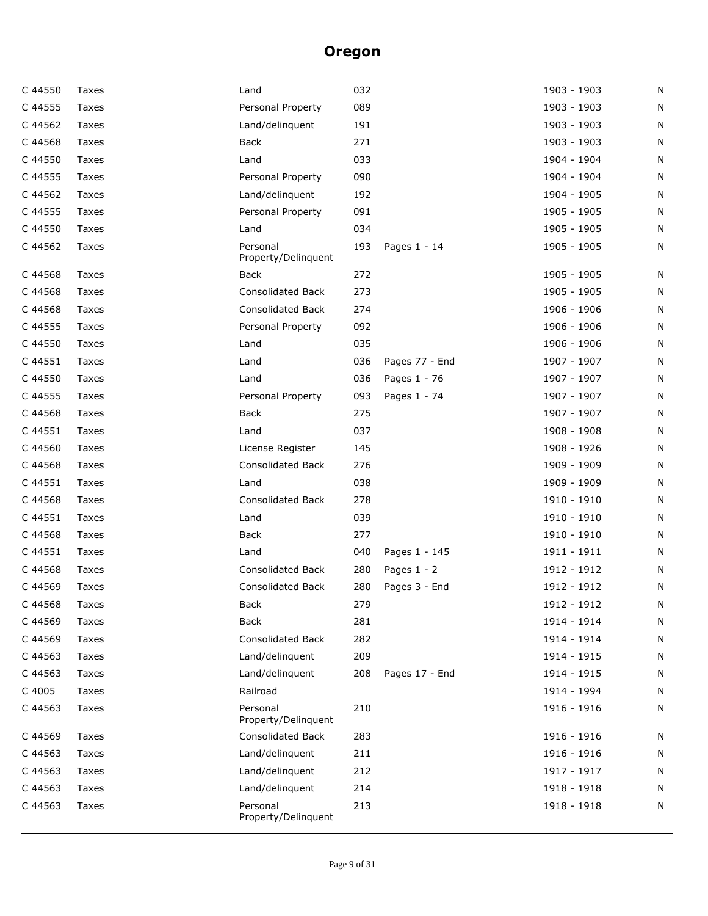# Oregon

| | | | | | | |
|---|---|---|---|---|---|---|
| C 44550 | Taxes | Land | 032 | | 1903 - 1903 | N |
| C 44555 | Taxes | Personal Property | 089 | | 1903 - 1903 | N |
| C 44562 | Taxes | Land/delinquent | 191 | | 1903 - 1903 | N |
| C 44568 | Taxes | Back | 271 | | 1903 - 1903 | N |
| C 44550 | Taxes | Land | 033 | | 1904 - 1904 | N |
| C 44555 | Taxes | Personal Property | 090 | | 1904 - 1904 | N |
| C 44562 | Taxes | Land/delinquent | 192 | | 1904 - 1905 | N |
| C 44555 | Taxes | Personal Property | 091 | | 1905 - 1905 | N |
| C 44550 | Taxes | Land | 034 | | 1905 - 1905 | N |
| C 44562 | Taxes | Personal Property/Delinquent | 193 | Pages 1 - 14 | 1905 - 1905 | N |
| C 44568 | Taxes | Back | 272 | | 1905 - 1905 | N |
| C 44568 | Taxes | Consolidated Back | 273 | | 1905 - 1905 | N |
| C 44568 | Taxes | Consolidated Back | 274 | | 1906 - 1906 | N |
| C 44555 | Taxes | Personal Property | 092 | | 1906 - 1906 | N |
| C 44550 | Taxes | Land | 035 | | 1906 - 1906 | N |
| C 44551 | Taxes | Land | 036 | Pages 77 - End | 1907 - 1907 | N |
| C 44550 | Taxes | Land | 036 | Pages 1 - 76 | 1907 - 1907 | N |
| C 44555 | Taxes | Personal Property | 093 | Pages 1 - 74 | 1907 - 1907 | N |
| C 44568 | Taxes | Back | 275 | | 1907 - 1907 | N |
| C 44551 | Taxes | Land | 037 | | 1908 - 1908 | N |
| C 44560 | Taxes | License Register | 145 | | 1908 - 1926 | N |
| C 44568 | Taxes | Consolidated Back | 276 | | 1909 - 1909 | N |
| C 44551 | Taxes | Land | 038 | | 1909 - 1909 | N |
| C 44568 | Taxes | Consolidated Back | 278 | | 1910 - 1910 | N |
| C 44551 | Taxes | Land | 039 | | 1910 - 1910 | N |
| C 44568 | Taxes | Back | 277 | | 1910 - 1910 | N |
| C 44551 | Taxes | Land | 040 | Pages 1 - 145 | 1911 - 1911 | N |
| C 44568 | Taxes | Consolidated Back | 280 | Pages 1 - 2 | 1912 - 1912 | N |
| C 44569 | Taxes | Consolidated Back | 280 | Pages 3 - End | 1912 - 1912 | N |
| C 44568 | Taxes | Back | 279 | | 1912 - 1912 | N |
| C 44569 | Taxes | Back | 281 | | 1914 - 1914 | N |
| C 44569 | Taxes | Consolidated Back | 282 | | 1914 - 1914 | N |
| C 44563 | Taxes | Land/delinquent | 209 | | 1914 - 1915 | N |
| C 44563 | Taxes | Land/delinquent | 208 | Pages 17 - End | 1914 - 1915 | N |
| C 4005 | Taxes | Railroad | | | 1914 - 1994 | N |
| C 44563 | Taxes | Personal Property/Delinquent | 210 | | 1916 - 1916 | N |
| C 44569 | Taxes | Consolidated Back | 283 | | 1916 - 1916 | N |
| C 44563 | Taxes | Land/delinquent | 211 | | 1916 - 1916 | N |
| C 44563 | Taxes | Land/delinquent | 212 | | 1917 - 1917 | N |
| C 44563 | Taxes | Land/delinquent | 214 | | 1918 - 1918 | N |
| C 44563 | Taxes | Personal Property/Delinquent | 213 | | 1918 - 1918 | N |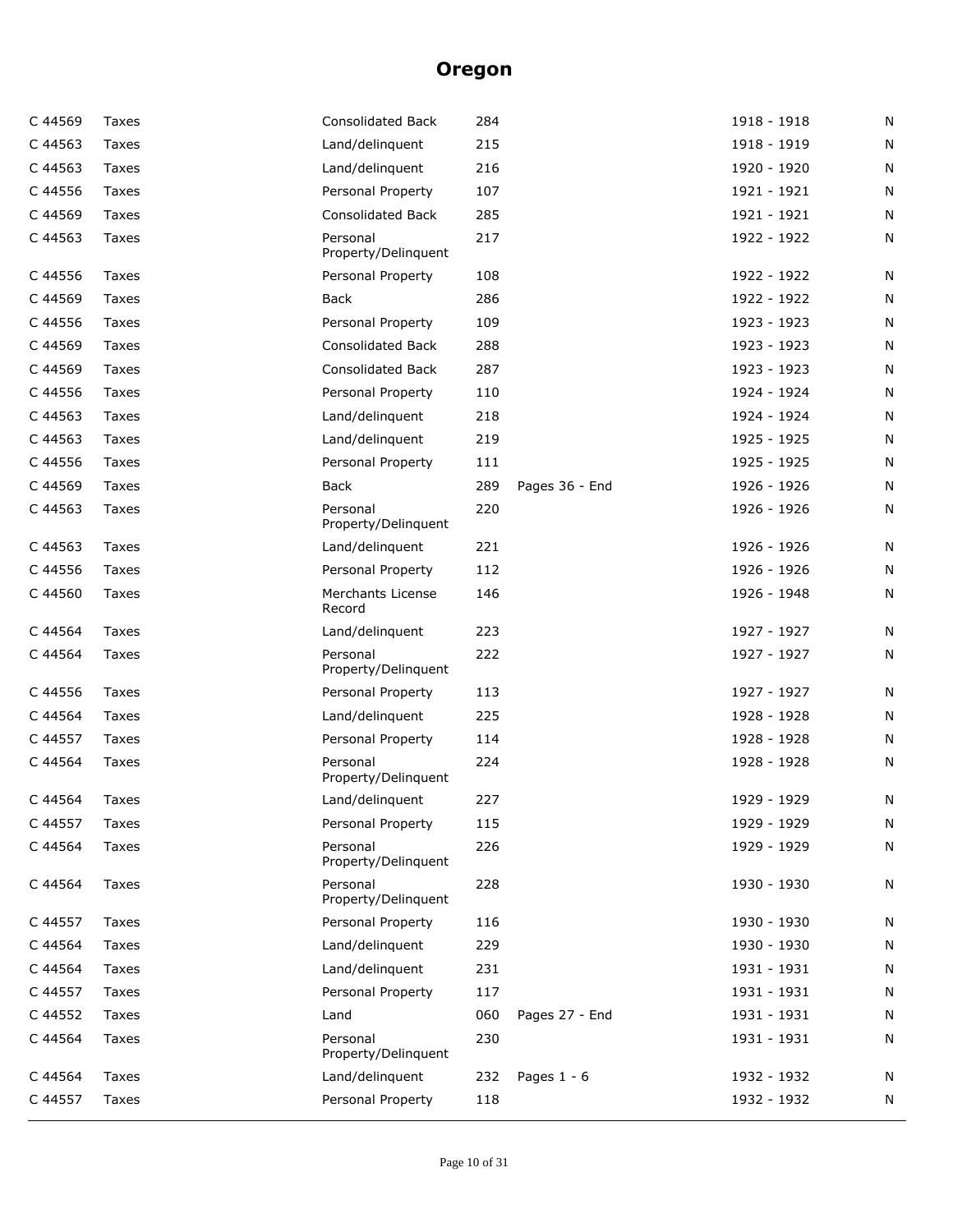# Oregon

| | | | | | | |
|---|---|---|---|---|---|---|
| C 44569 | Taxes | Consolidated Back | 284 | | 1918 - 1918 | N |
| C 44563 | Taxes | Land/delinquent | 215 | | 1918 - 1919 | N |
| C 44563 | Taxes | Land/delinquent | 216 | | 1920 - 1920 | N |
| C 44556 | Taxes | Personal Property | 107 | | 1921 - 1921 | N |
| C 44569 | Taxes | Consolidated Back | 285 | | 1921 - 1921 | N |
| C 44563 | Taxes | Personal Property/Delinquent | 217 | | 1922 - 1922 | N |
| C 44556 | Taxes | Personal Property | 108 | | 1922 - 1922 | N |
| C 44569 | Taxes | Back | 286 | | 1922 - 1922 | N |
| C 44556 | Taxes | Personal Property | 109 | | 1923 - 1923 | N |
| C 44569 | Taxes | Consolidated Back | 288 | | 1923 - 1923 | N |
| C 44569 | Taxes | Consolidated Back | 287 | | 1923 - 1923 | N |
| C 44556 | Taxes | Personal Property | 110 | | 1924 - 1924 | N |
| C 44563 | Taxes | Land/delinquent | 218 | | 1924 - 1924 | N |
| C 44563 | Taxes | Land/delinquent | 219 | | 1925 - 1925 | N |
| C 44556 | Taxes | Personal Property | 111 | | 1925 - 1925 | N |
| C 44569 | Taxes | Back | 289 | Pages 36 - End | 1926 - 1926 | N |
| C 44563 | Taxes | Personal Property/Delinquent | 220 | | 1926 - 1926 | N |
| C 44563 | Taxes | Land/delinquent | 221 | | 1926 - 1926 | N |
| C 44556 | Taxes | Personal Property | 112 | | 1926 - 1926 | N |
| C 44560 | Taxes | Merchants License Record | 146 | | 1926 - 1948 | N |
| C 44564 | Taxes | Land/delinquent | 223 | | 1927 - 1927 | N |
| C 44564 | Taxes | Personal Property/Delinquent | 222 | | 1927 - 1927 | N |
| C 44556 | Taxes | Personal Property | 113 | | 1927 - 1927 | N |
| C 44564 | Taxes | Land/delinquent | 225 | | 1928 - 1928 | N |
| C 44557 | Taxes | Personal Property | 114 | | 1928 - 1928 | N |
| C 44564 | Taxes | Personal Property/Delinquent | 224 | | 1928 - 1928 | N |
| C 44564 | Taxes | Land/delinquent | 227 | | 1929 - 1929 | N |
| C 44557 | Taxes | Personal Property | 115 | | 1929 - 1929 | N |
| C 44564 | Taxes | Personal Property/Delinquent | 226 | | 1929 - 1929 | N |
| C 44564 | Taxes | Personal Property/Delinquent | 228 | | 1930 - 1930 | N |
| C 44557 | Taxes | Personal Property | 116 | | 1930 - 1930 | N |
| C 44564 | Taxes | Land/delinquent | 229 | | 1930 - 1930 | N |
| C 44564 | Taxes | Land/delinquent | 231 | | 1931 - 1931 | N |
| C 44557 | Taxes | Personal Property | 117 | | 1931 - 1931 | N |
| C 44552 | Taxes | Land | 060 | Pages 27 - End | 1931 - 1931 | N |
| C 44564 | Taxes | Personal Property/Delinquent | 230 | | 1931 - 1931 | N |
| C 44564 | Taxes | Land/delinquent | 232 | Pages 1 - 6 | 1932 - 1932 | N |
| C 44557 | Taxes | Personal Property | 118 | | 1932 - 1932 | N |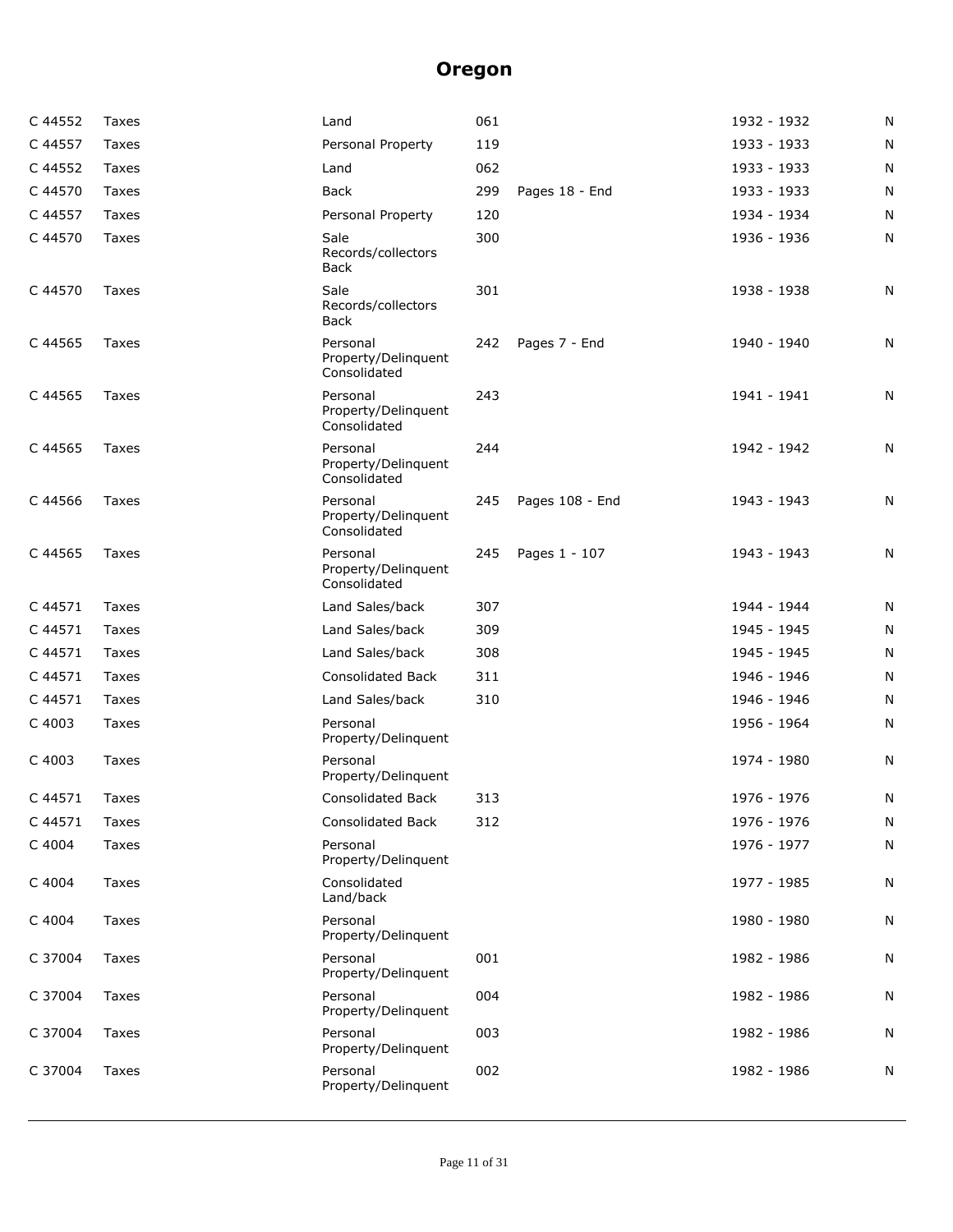# Oregon

| | | | | | | |
|---|---|---|---|---|---|---|
| C 44552 | Taxes | Land | 061 | | 1932 - 1932 | N |
| C 44557 | Taxes | Personal Property | 119 | | 1933 - 1933 | N |
| C 44552 | Taxes | Land | 062 | | 1933 - 1933 | N |
| C 44570 | Taxes | Back | 299 | Pages 18 - End | 1933 - 1933 | N |
| C 44557 | Taxes | Personal Property | 120 | | 1934 - 1934 | N |
| C 44570 | Taxes | Sale Records/collectors Back | 300 | | 1936 - 1936 | N |
| C 44570 | Taxes | Sale Records/collectors Back | 301 | | 1938 - 1938 | N |
| C 44565 | Taxes | Personal Property/Delinquent Consolidated | 242 | Pages 7 - End | 1940 - 1940 | N |
| C 44565 | Taxes | Personal Property/Delinquent Consolidated | 243 | | 1941 - 1941 | N |
| C 44565 | Taxes | Personal Property/Delinquent Consolidated | 244 | | 1942 - 1942 | N |
| C 44566 | Taxes | Personal Property/Delinquent Consolidated | 245 | Pages 108 - End | 1943 - 1943 | N |
| C 44565 | Taxes | Personal Property/Delinquent Consolidated | 245 | Pages 1 - 107 | 1943 - 1943 | N |
| C 44571 | Taxes | Land Sales/back | 307 | | 1944 - 1944 | N |
| C 44571 | Taxes | Land Sales/back | 309 | | 1945 - 1945 | N |
| C 44571 | Taxes | Land Sales/back | 308 | | 1945 - 1945 | N |
| C 44571 | Taxes | Consolidated Back | 311 | | 1946 - 1946 | N |
| C 44571 | Taxes | Land Sales/back | 310 | | 1946 - 1946 | N |
| C 4003 | Taxes | Personal Property/Delinquent | | | 1956 - 1964 | N |
| C 4003 | Taxes | Personal Property/Delinquent | | | 1974 - 1980 | N |
| C 44571 | Taxes | Consolidated Back | 313 | | 1976 - 1976 | N |
| C 44571 | Taxes | Consolidated Back | 312 | | 1976 - 1976 | N |
| C 4004 | Taxes | Personal Property/Delinquent | | | 1976 - 1977 | N |
| C 4004 | Taxes | Consolidated Land/back | | | 1977 - 1985 | N |
| C 4004 | Taxes | Personal Property/Delinquent | | | 1980 - 1980 | N |
| C 37004 | Taxes | Personal Property/Delinquent | 001 | | 1982 - 1986 | N |
| C 37004 | Taxes | Personal Property/Delinquent | 004 | | 1982 - 1986 | N |
| C 37004 | Taxes | Personal Property/Delinquent | 003 | | 1982 - 1986 | N |
| C 37004 | Taxes | Personal Property/Delinquent | 002 | | 1982 - 1986 | N |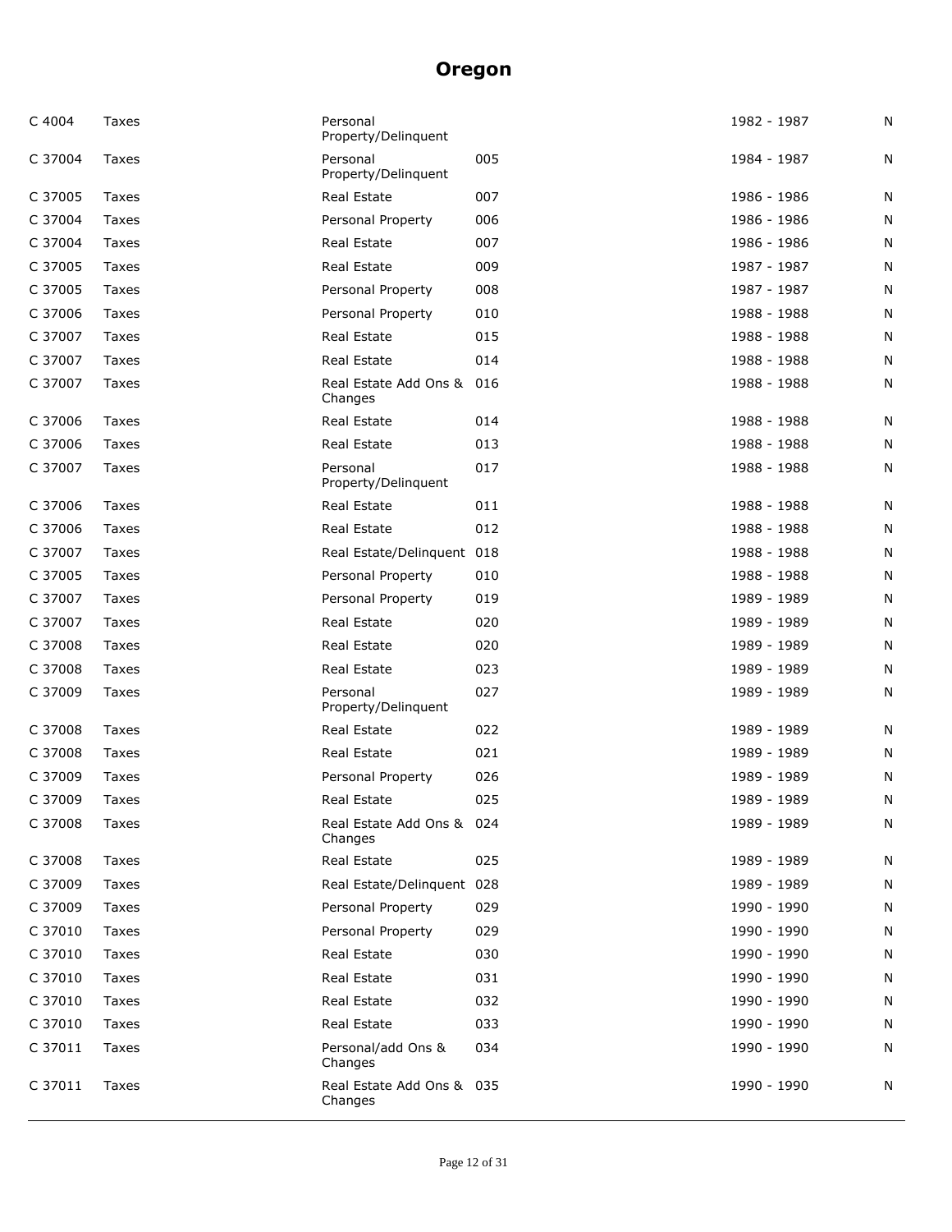# Oregon

| | | | | | |
|---|---|---|---|---|---|
| C 4004 | Taxes | Personal Property/Delinquent | | 1982 - 1987 | N |
| C 37004 | Taxes | Personal Property/Delinquent | 005 | 1984 - 1987 | N |
| C 37005 | Taxes | Real Estate | 007 | 1986 - 1986 | N |
| C 37004 | Taxes | Personal Property | 006 | 1986 - 1986 | N |
| C 37004 | Taxes | Real Estate | 007 | 1986 - 1986 | N |
| C 37005 | Taxes | Real Estate | 009 | 1987 - 1987 | N |
| C 37005 | Taxes | Personal Property | 008 | 1987 - 1987 | N |
| C 37006 | Taxes | Personal Property | 010 | 1988 - 1988 | N |
| C 37007 | Taxes | Real Estate | 015 | 1988 - 1988 | N |
| C 37007 | Taxes | Real Estate | 014 | 1988 - 1988 | N |
| C 37007 | Taxes | Real Estate Add Ons & Changes | 016 | 1988 - 1988 | N |
| C 37006 | Taxes | Real Estate | 014 | 1988 - 1988 | N |
| C 37006 | Taxes | Real Estate | 013 | 1988 - 1988 | N |
| C 37007 | Taxes | Personal Property/Delinquent | 017 | 1988 - 1988 | N |
| C 37006 | Taxes | Real Estate | 011 | 1988 - 1988 | N |
| C 37006 | Taxes | Real Estate | 012 | 1988 - 1988 | N |
| C 37007 | Taxes | Real Estate/Delinquent | 018 | 1988 - 1988 | N |
| C 37005 | Taxes | Personal Property | 010 | 1988 - 1988 | N |
| C 37007 | Taxes | Personal Property | 019 | 1989 - 1989 | N |
| C 37007 | Taxes | Real Estate | 020 | 1989 - 1989 | N |
| C 37008 | Taxes | Real Estate | 020 | 1989 - 1989 | N |
| C 37008 | Taxes | Real Estate | 023 | 1989 - 1989 | N |
| C 37009 | Taxes | Personal Property/Delinquent | 027 | 1989 - 1989 | N |
| C 37008 | Taxes | Real Estate | 022 | 1989 - 1989 | N |
| C 37008 | Taxes | Real Estate | 021 | 1989 - 1989 | N |
| C 37009 | Taxes | Personal Property | 026 | 1989 - 1989 | N |
| C 37009 | Taxes | Real Estate | 025 | 1989 - 1989 | N |
| C 37008 | Taxes | Real Estate Add Ons & Changes | 024 | 1989 - 1989 | N |
| C 37008 | Taxes | Real Estate | 025 | 1989 - 1989 | N |
| C 37009 | Taxes | Real Estate/Delinquent | 028 | 1989 - 1989 | N |
| C 37009 | Taxes | Personal Property | 029 | 1990 - 1990 | N |
| C 37010 | Taxes | Personal Property | 029 | 1990 - 1990 | N |
| C 37010 | Taxes | Real Estate | 030 | 1990 - 1990 | N |
| C 37010 | Taxes | Real Estate | 031 | 1990 - 1990 | N |
| C 37010 | Taxes | Real Estate | 032 | 1990 - 1990 | N |
| C 37010 | Taxes | Real Estate | 033 | 1990 - 1990 | N |
| C 37011 | Taxes | Personal/add Ons & Changes | 034 | 1990 - 1990 | N |
| C 37011 | Taxes | Real Estate Add Ons & Changes | 035 | 1990 - 1990 | N |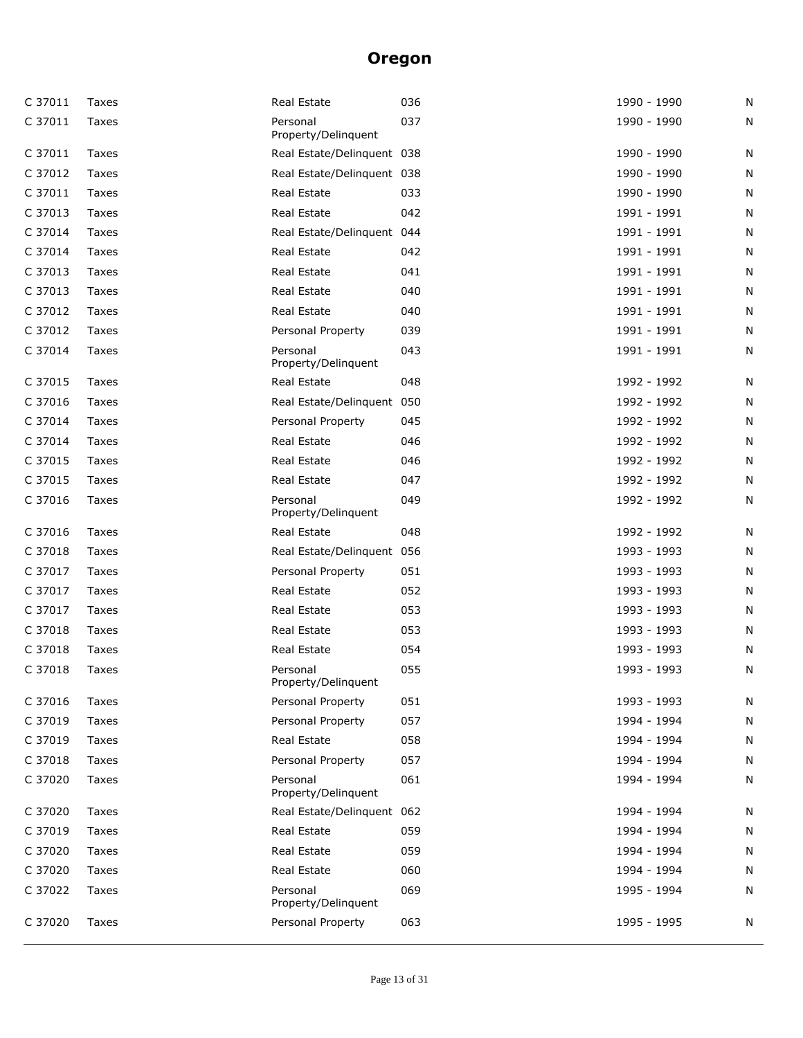# Oregon

| | | | | | |
|---|---|---|---|---|---|
| C 37011 | Taxes | Real Estate | 036 | 1990 - 1990 | N |
| C 37011 | Taxes | Personal Property/Delinquent | 037 | 1990 - 1990 | N |
| C 37011 | Taxes | Real Estate/Delinquent | 038 | 1990 - 1990 | N |
| C 37012 | Taxes | Real Estate/Delinquent | 038 | 1990 - 1990 | N |
| C 37011 | Taxes | Real Estate | 033 | 1990 - 1990 | N |
| C 37013 | Taxes | Real Estate | 042 | 1991 - 1991 | N |
| C 37014 | Taxes | Real Estate/Delinquent | 044 | 1991 - 1991 | N |
| C 37014 | Taxes | Real Estate | 042 | 1991 - 1991 | N |
| C 37013 | Taxes | Real Estate | 041 | 1991 - 1991 | N |
| C 37013 | Taxes | Real Estate | 040 | 1991 - 1991 | N |
| C 37012 | Taxes | Real Estate | 040 | 1991 - 1991 | N |
| C 37012 | Taxes | Personal Property | 039 | 1991 - 1991 | N |
| C 37014 | Taxes | Personal Property/Delinquent | 043 | 1991 - 1991 | N |
| C 37015 | Taxes | Real Estate | 048 | 1992 - 1992 | N |
| C 37016 | Taxes | Real Estate/Delinquent | 050 | 1992 - 1992 | N |
| C 37014 | Taxes | Personal Property | 045 | 1992 - 1992 | N |
| C 37014 | Taxes | Real Estate | 046 | 1992 - 1992 | N |
| C 37015 | Taxes | Real Estate | 046 | 1992 - 1992 | N |
| C 37015 | Taxes | Real Estate | 047 | 1992 - 1992 | N |
| C 37016 | Taxes | Personal Property/Delinquent | 049 | 1992 - 1992 | N |
| C 37016 | Taxes | Real Estate | 048 | 1992 - 1992 | N |
| C 37018 | Taxes | Real Estate/Delinquent | 056 | 1993 - 1993 | N |
| C 37017 | Taxes | Personal Property | 051 | 1993 - 1993 | N |
| C 37017 | Taxes | Real Estate | 052 | 1993 - 1993 | N |
| C 37017 | Taxes | Real Estate | 053 | 1993 - 1993 | N |
| C 37018 | Taxes | Real Estate | 053 | 1993 - 1993 | N |
| C 37018 | Taxes | Real Estate | 054 | 1993 - 1993 | N |
| C 37018 | Taxes | Personal Property/Delinquent | 055 | 1993 - 1993 | N |
| C 37016 | Taxes | Personal Property | 051 | 1993 - 1993 | N |
| C 37019 | Taxes | Personal Property | 057 | 1994 - 1994 | N |
| C 37019 | Taxes | Real Estate | 058 | 1994 - 1994 | N |
| C 37018 | Taxes | Personal Property | 057 | 1994 - 1994 | N |
| C 37020 | Taxes | Personal Property/Delinquent | 061 | 1994 - 1994 | N |
| C 37020 | Taxes | Real Estate/Delinquent | 062 | 1994 - 1994 | N |
| C 37019 | Taxes | Real Estate | 059 | 1994 - 1994 | N |
| C 37020 | Taxes | Real Estate | 059 | 1994 - 1994 | N |
| C 37020 | Taxes | Real Estate | 060 | 1994 - 1994 | N |
| C 37022 | Taxes | Personal Property/Delinquent | 069 | 1995 - 1994 | N |
| C 37020 | Taxes | Personal Property | 063 | 1995 - 1995 | N |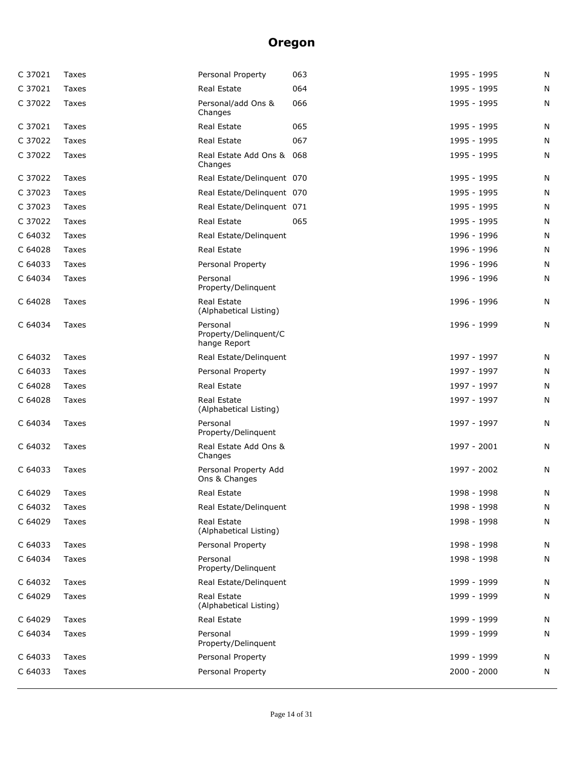# Oregon

| | | | | | |
|---|---|---|---|---|---|
| C 37021 | Taxes | Personal Property | 063 | 1995 - 1995 | N |
| C 37021 | Taxes | Real Estate | 064 | 1995 - 1995 | N |
| C 37022 | Taxes | Personal/add Ons & Changes | 066 | 1995 - 1995 | N |
| C 37021 | Taxes | Real Estate | 065 | 1995 - 1995 | N |
| C 37022 | Taxes | Real Estate | 067 | 1995 - 1995 | N |
| C 37022 | Taxes | Real Estate Add Ons & Changes | 068 | 1995 - 1995 | N |
| C 37022 | Taxes | Real Estate/Delinquent | 070 | 1995 - 1995 | N |
| C 37023 | Taxes | Real Estate/Delinquent | 070 | 1995 - 1995 | N |
| C 37023 | Taxes | Real Estate/Delinquent | 071 | 1995 - 1995 | N |
| C 37022 | Taxes | Real Estate | 065 | 1995 - 1995 | N |
| C 64032 | Taxes | Real Estate/Delinquent | | 1996 - 1996 | N |
| C 64028 | Taxes | Real Estate | | 1996 - 1996 | N |
| C 64033 | Taxes | Personal Property | | 1996 - 1996 | N |
| C 64034 | Taxes | Personal Property/Delinquent | | 1996 - 1996 | N |
| C 64028 | Taxes | Real Estate (Alphabetical Listing) | | 1996 - 1996 | N |
| C 64034 | Taxes | Personal Property/Delinquent/Change Report | | 1996 - 1999 | N |
| C 64032 | Taxes | Real Estate/Delinquent | | 1997 - 1997 | N |
| C 64033 | Taxes | Personal Property | | 1997 - 1997 | N |
| C 64028 | Taxes | Real Estate | | 1997 - 1997 | N |
| C 64028 | Taxes | Real Estate (Alphabetical Listing) | | 1997 - 1997 | N |
| C 64034 | Taxes | Personal Property/Delinquent | | 1997 - 1997 | N |
| C 64032 | Taxes | Real Estate Add Ons & Changes | | 1997 - 2001 | N |
| C 64033 | Taxes | Personal Property Add Ons & Changes | | 1997 - 2002 | N |
| C 64029 | Taxes | Real Estate | | 1998 - 1998 | N |
| C 64032 | Taxes | Real Estate/Delinquent | | 1998 - 1998 | N |
| C 64029 | Taxes | Real Estate (Alphabetical Listing) | | 1998 - 1998 | N |
| C 64033 | Taxes | Personal Property | | 1998 - 1998 | N |
| C 64034 | Taxes | Personal Property/Delinquent | | 1998 - 1998 | N |
| C 64032 | Taxes | Real Estate/Delinquent | | 1999 - 1999 | N |
| C 64029 | Taxes | Real Estate (Alphabetical Listing) | | 1999 - 1999 | N |
| C 64029 | Taxes | Real Estate | | 1999 - 1999 | N |
| C 64034 | Taxes | Personal Property/Delinquent | | 1999 - 1999 | N |
| C 64033 | Taxes | Personal Property | | 1999 - 1999 | N |
| C 64033 | Taxes | Personal Property | | 2000 - 2000 | N |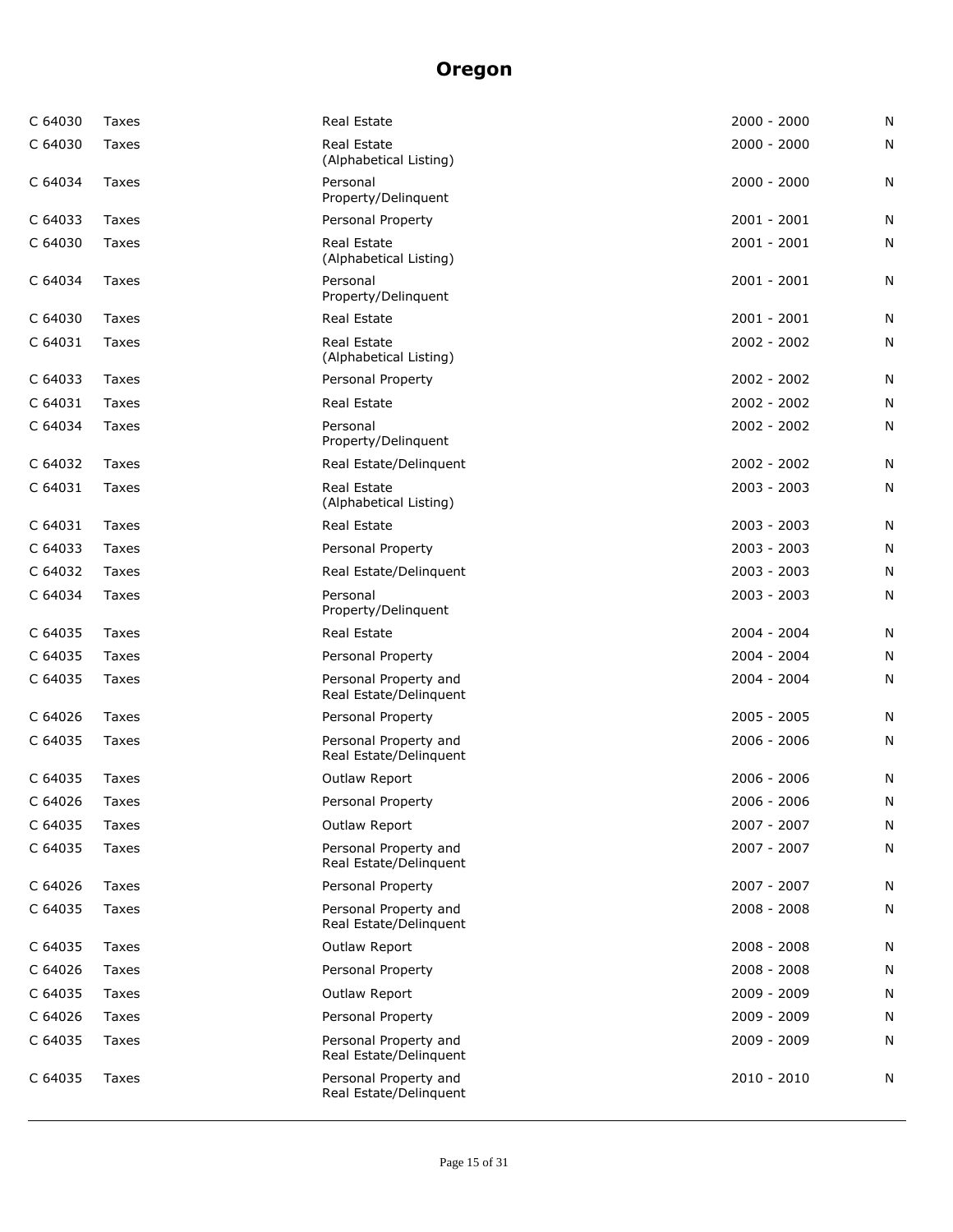# Oregon

| | | | | |
|---|---|---|---|---|
| C 64030 | Taxes | Real Estate | 2000 - 2000 | N |
| C 64030 | Taxes | Real Estate (Alphabetical Listing) | 2000 - 2000 | N |
| C 64034 | Taxes | Personal Property/Delinquent | 2000 - 2000 | N |
| C 64033 | Taxes | Personal Property | 2001 - 2001 | N |
| C 64030 | Taxes | Real Estate (Alphabetical Listing) | 2001 - 2001 | N |
| C 64034 | Taxes | Personal Property/Delinquent | 2001 - 2001 | N |
| C 64030 | Taxes | Real Estate | 2001 - 2001 | N |
| C 64031 | Taxes | Real Estate (Alphabetical Listing) | 2002 - 2002 | N |
| C 64033 | Taxes | Personal Property | 2002 - 2002 | N |
| C 64031 | Taxes | Real Estate | 2002 - 2002 | N |
| C 64034 | Taxes | Personal Property/Delinquent | 2002 - 2002 | N |
| C 64032 | Taxes | Real Estate/Delinquent | 2002 - 2002 | N |
| C 64031 | Taxes | Real Estate (Alphabetical Listing) | 2003 - 2003 | N |
| C 64031 | Taxes | Real Estate | 2003 - 2003 | N |
| C 64033 | Taxes | Personal Property | 2003 - 2003 | N |
| C 64032 | Taxes | Real Estate/Delinquent | 2003 - 2003 | N |
| C 64034 | Taxes | Personal Property/Delinquent | 2003 - 2003 | N |
| C 64035 | Taxes | Real Estate | 2004 - 2004 | N |
| C 64035 | Taxes | Personal Property | 2004 - 2004 | N |
| C 64035 | Taxes | Personal Property and Real Estate/Delinquent | 2004 - 2004 | N |
| C 64026 | Taxes | Personal Property | 2005 - 2005 | N |
| C 64035 | Taxes | Personal Property and Real Estate/Delinquent | 2006 - 2006 | N |
| C 64035 | Taxes | Outlaw Report | 2006 - 2006 | N |
| C 64026 | Taxes | Personal Property | 2006 - 2006 | N |
| C 64035 | Taxes | Outlaw Report | 2007 - 2007 | N |
| C 64035 | Taxes | Personal Property and Real Estate/Delinquent | 2007 - 2007 | N |
| C 64026 | Taxes | Personal Property | 2007 - 2007 | N |
| C 64035 | Taxes | Personal Property and Real Estate/Delinquent | 2008 - 2008 | N |
| C 64035 | Taxes | Outlaw Report | 2008 - 2008 | N |
| C 64026 | Taxes | Personal Property | 2008 - 2008 | N |
| C 64035 | Taxes | Outlaw Report | 2009 - 2009 | N |
| C 64026 | Taxes | Personal Property | 2009 - 2009 | N |
| C 64035 | Taxes | Personal Property and Real Estate/Delinquent | 2009 - 2009 | N |
| C 64035 | Taxes | Personal Property and Real Estate/Delinquent | 2010 - 2010 | N |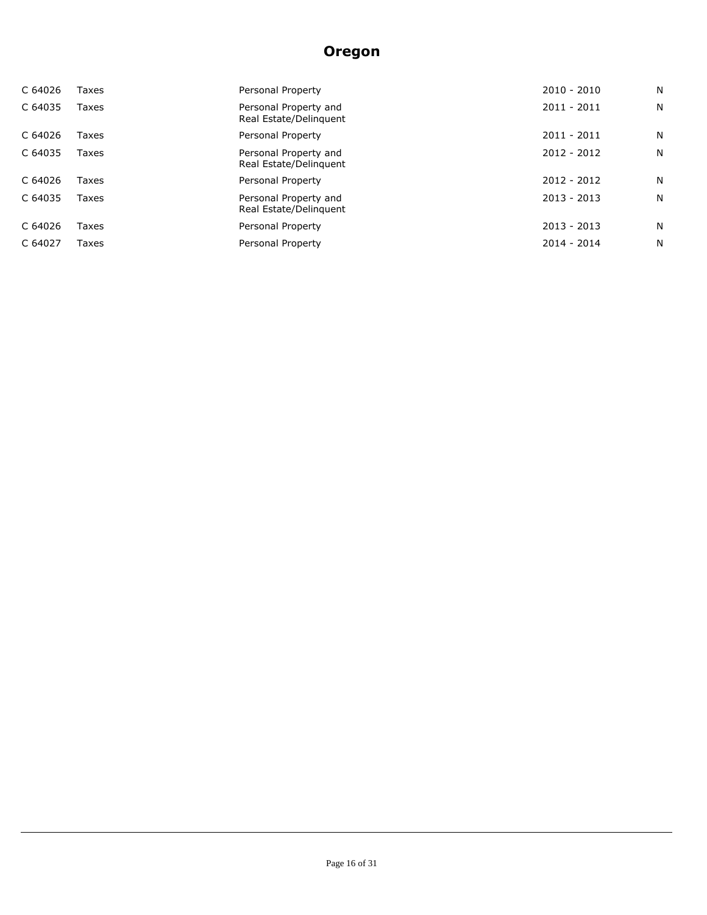# Oregon

| | | | | |
|---|---|---|---|---|
| C 64026 | Taxes | Personal Property | 2010 - 2010 | N |
| C 64035 | Taxes | Personal Property and Real Estate/Delinquent | 2011 - 2011 | N |
| C 64026 | Taxes | Personal Property | 2011 - 2011 | N |
| C 64035 | Taxes | Personal Property and Real Estate/Delinquent | 2012 - 2012 | N |
| C 64026 | Taxes | Personal Property | 2012 - 2012 | N |
| C 64035 | Taxes | Personal Property and Real Estate/Delinquent | 2013 - 2013 | N |
| C 64026 | Taxes | Personal Property | 2013 - 2013 | N |
| C 64027 | Taxes | Personal Property | 2014 - 2014 | N |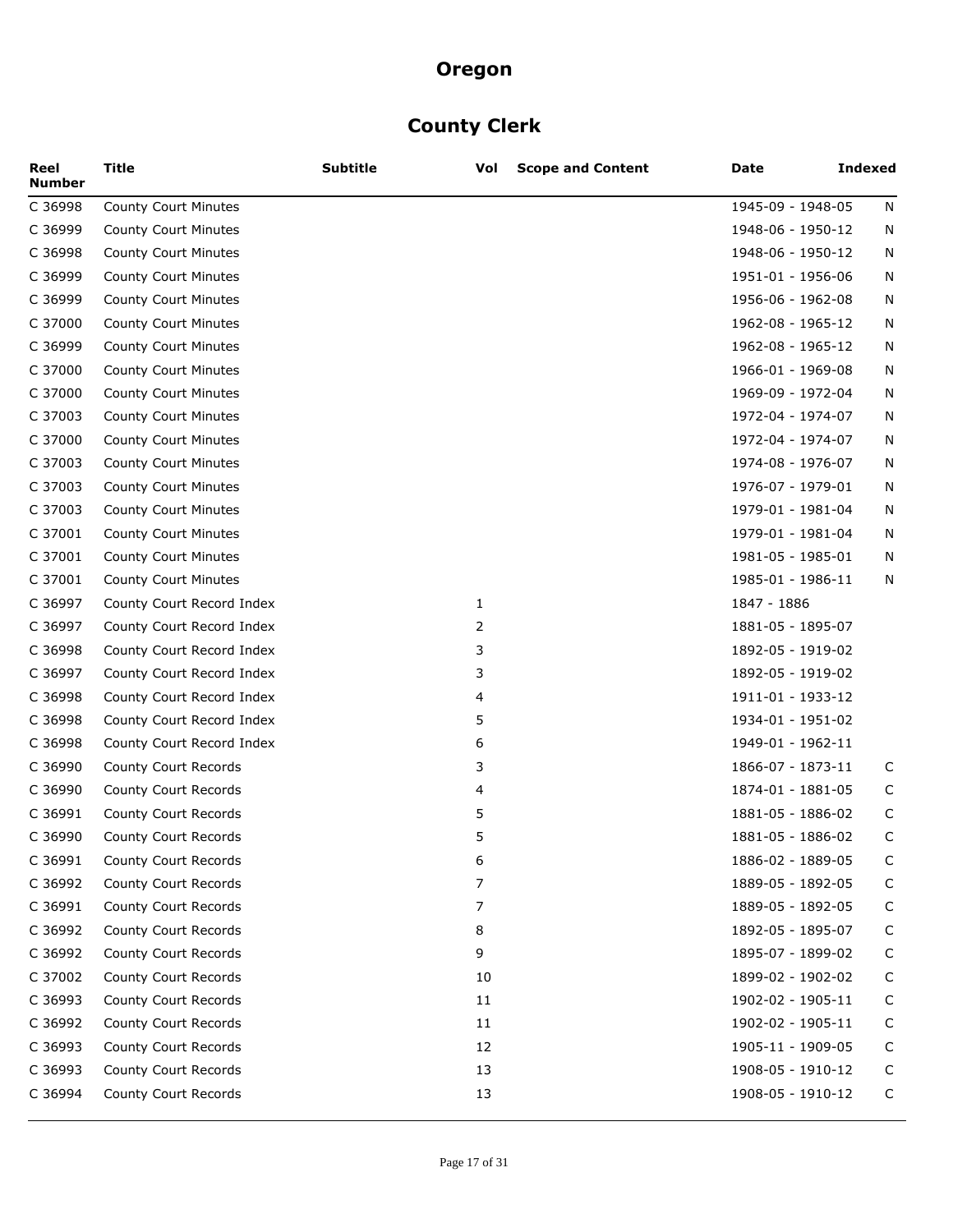# Oregon

## County Clerk

| Reel Number | Title | Subtitle | Vol | Scope and Content | Date | Indexed |
|---|---|---|---|---|---|---|
| C 36998 | County Court Minutes | | | | 1945-09 - 1948-05 | N |
| C 36999 | County Court Minutes | | | | 1948-06 - 1950-12 | N |
| C 36998 | County Court Minutes | | | | 1948-06 - 1950-12 | N |
| C 36999 | County Court Minutes | | | | 1951-01 - 1956-06 | N |
| C 36999 | County Court Minutes | | | | 1956-06 - 1962-08 | N |
| C 37000 | County Court Minutes | | | | 1962-08 - 1965-12 | N |
| C 36999 | County Court Minutes | | | | 1962-08 - 1965-12 | N |
| C 37000 | County Court Minutes | | | | 1966-01 - 1969-08 | N |
| C 37000 | County Court Minutes | | | | 1969-09 - 1972-04 | N |
| C 37003 | County Court Minutes | | | | 1972-04 - 1974-07 | N |
| C 37000 | County Court Minutes | | | | 1972-04 - 1974-07 | N |
| C 37003 | County Court Minutes | | | | 1974-08 - 1976-07 | N |
| C 37003 | County Court Minutes | | | | 1976-07 - 1979-01 | N |
| C 37003 | County Court Minutes | | | | 1979-01 - 1981-04 | N |
| C 37001 | County Court Minutes | | | | 1979-01 - 1981-04 | N |
| C 37001 | County Court Minutes | | | | 1981-05 - 1985-01 | N |
| C 37001 | County Court Minutes | | | | 1985-01 - 1986-11 | N |
| C 36997 | County Court Record Index | | 1 | | 1847 - 1886 | |
| C 36997 | County Court Record Index | | 2 | | 1881-05 - 1895-07 | |
| C 36998 | County Court Record Index | | 3 | | 1892-05 - 1919-02 | |
| C 36997 | County Court Record Index | | 3 | | 1892-05 - 1919-02 | |
| C 36998 | County Court Record Index | | 4 | | 1911-01 - 1933-12 | |
| C 36998 | County Court Record Index | | 5 | | 1934-01 - 1951-02 | |
| C 36998 | County Court Record Index | | 6 | | 1949-01 - 1962-11 | |
| C 36990 | County Court Records | | 3 | | 1866-07 - 1873-11 | C |
| C 36990 | County Court Records | | 4 | | 1874-01 - 1881-05 | C |
| C 36991 | County Court Records | | 5 | | 1881-05 - 1886-02 | C |
| C 36990 | County Court Records | | 5 | | 1881-05 - 1886-02 | C |
| C 36991 | County Court Records | | 6 | | 1886-02 - 1889-05 | C |
| C 36992 | County Court Records | | 7 | | 1889-05 - 1892-05 | C |
| C 36991 | County Court Records | | 7 | | 1889-05 - 1892-05 | C |
| C 36992 | County Court Records | | 8 | | 1892-05 - 1895-07 | C |
| C 36992 | County Court Records | | 9 | | 1895-07 - 1899-02 | C |
| C 37002 | County Court Records | | 10 | | 1899-02 - 1902-02 | C |
| C 36993 | County Court Records | | 11 | | 1902-02 - 1905-11 | C |
| C 36992 | County Court Records | | 11 | | 1902-02 - 1905-11 | C |
| C 36993 | County Court Records | | 12 | | 1905-11 - 1909-05 | C |
| C 36993 | County Court Records | | 13 | | 1908-05 - 1910-12 | C |
| C 36994 | County Court Records | | 13 | | 1908-05 - 1910-12 | C |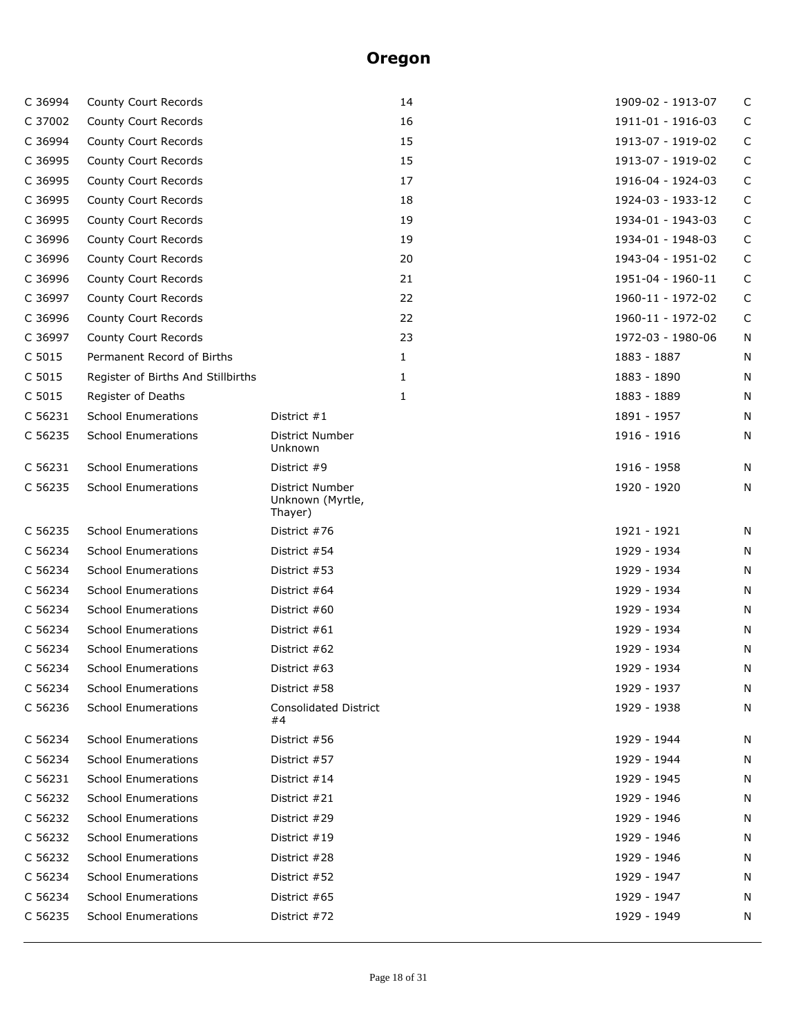# Oregon

| | | | | | |
|---|---|---|---|---|---|
| C 36994 | County Court Records | | 14 | 1909-02 - 1913-07 | C |
| C 37002 | County Court Records | | 16 | 1911-01 - 1916-03 | C |
| C 36994 | County Court Records | | 15 | 1913-07 - 1919-02 | C |
| C 36995 | County Court Records | | 15 | 1913-07 - 1919-02 | C |
| C 36995 | County Court Records | | 17 | 1916-04 - 1924-03 | C |
| C 36995 | County Court Records | | 18 | 1924-03 - 1933-12 | C |
| C 36995 | County Court Records | | 19 | 1934-01 - 1943-03 | C |
| C 36996 | County Court Records | | 19 | 1934-01 - 1948-03 | C |
| C 36996 | County Court Records | | 20 | 1943-04 - 1951-02 | C |
| C 36996 | County Court Records | | 21 | 1951-04 - 1960-11 | C |
| C 36997 | County Court Records | | 22 | 1960-11 - 1972-02 | C |
| C 36996 | County Court Records | | 22 | 1960-11 - 1972-02 | C |
| C 36997 | County Court Records | | 23 | 1972-03 - 1980-06 | N |
| C 5015 | Permanent Record of Births | | 1 | 1883 - 1887 | N |
| C 5015 | Register of Births And Stillbirths | | 1 | 1883 - 1890 | N |
| C 5015 | Register of Deaths | | 1 | 1883 - 1889 | N |
| C 56231 | School Enumerations | District #1 | | 1891 - 1957 | N |
| C 56235 | School Enumerations | District Number Unknown | | 1916 - 1916 | N |
| C 56231 | School Enumerations | District #9 | | 1916 - 1958 | N |
| C 56235 | School Enumerations | District Number Unknown (Myrtle, Thayer) | | 1920 - 1920 | N |
| C 56235 | School Enumerations | District #76 | | 1921 - 1921 | N |
| C 56234 | School Enumerations | District #54 | | 1929 - 1934 | N |
| C 56234 | School Enumerations | District #53 | | 1929 - 1934 | N |
| C 56234 | School Enumerations | District #64 | | 1929 - 1934 | N |
| C 56234 | School Enumerations | District #60 | | 1929 - 1934 | N |
| C 56234 | School Enumerations | District #61 | | 1929 - 1934 | N |
| C 56234 | School Enumerations | District #62 | | 1929 - 1934 | N |
| C 56234 | School Enumerations | District #63 | | 1929 - 1934 | N |
| C 56234 | School Enumerations | District #58 | | 1929 - 1937 | N |
| C 56236 | School Enumerations | Consolidated District #4 | | 1929 - 1938 | N |
| C 56234 | School Enumerations | District #56 | | 1929 - 1944 | N |
| C 56234 | School Enumerations | District #57 | | 1929 - 1944 | N |
| C 56231 | School Enumerations | District #14 | | 1929 - 1945 | N |
| C 56232 | School Enumerations | District #21 | | 1929 - 1946 | N |
| C 56232 | School Enumerations | District #29 | | 1929 - 1946 | N |
| C 56232 | School Enumerations | District #19 | | 1929 - 1946 | N |
| C 56232 | School Enumerations | District #28 | | 1929 - 1946 | N |
| C 56234 | School Enumerations | District #52 | | 1929 - 1947 | N |
| C 56234 | School Enumerations | District #65 | | 1929 - 1947 | N |
| C 56235 | School Enumerations | District #72 | | 1929 - 1949 | N |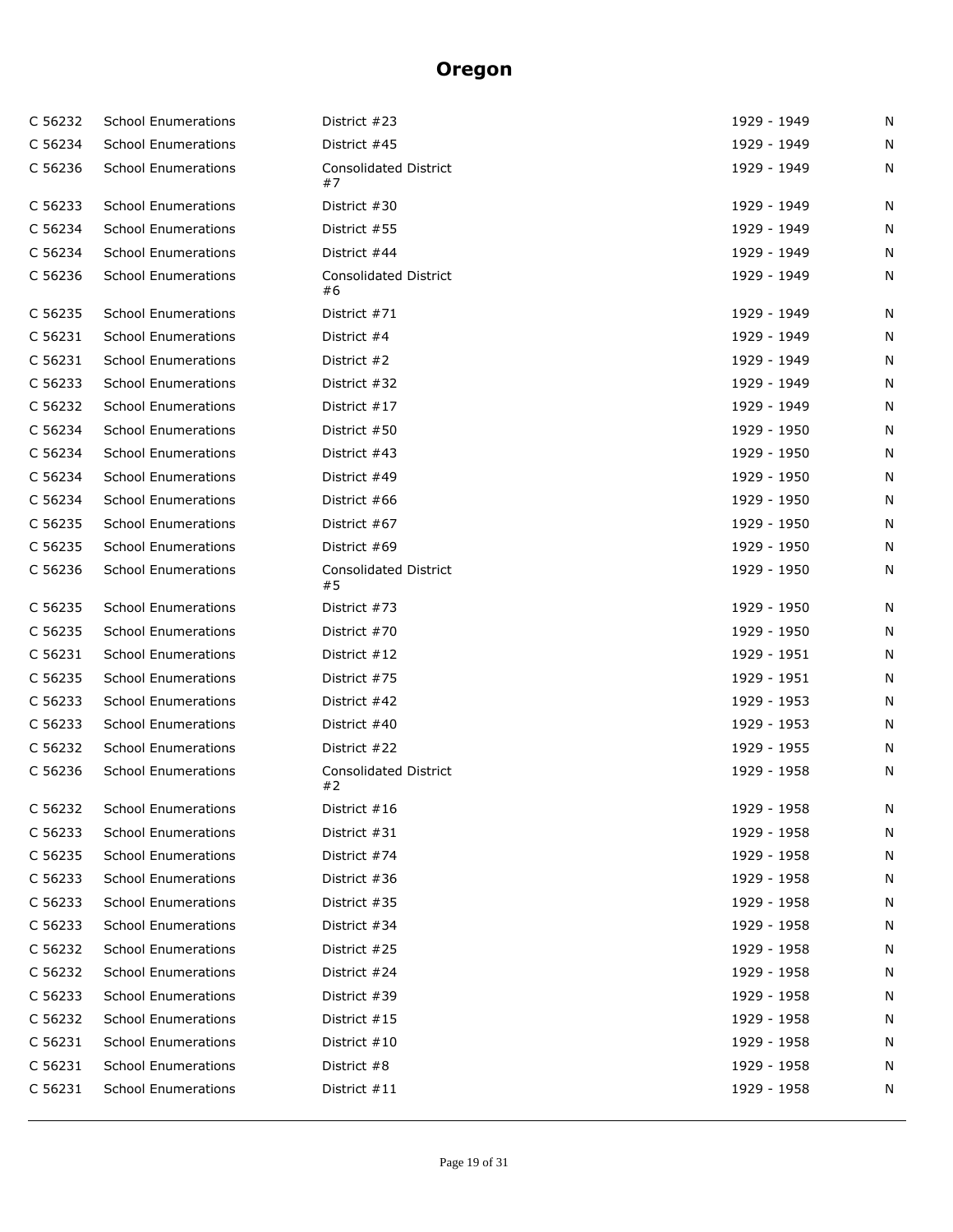# Oregon

| | | | | |
|---|---|---|---|---|
| C 56232 | School Enumerations | District #23 | 1929 - 1949 | N |
| C 56234 | School Enumerations | District #45 | 1929 - 1949 | N |
| C 56236 | School Enumerations | Consolidated District #7 | 1929 - 1949 | N |
| C 56233 | School Enumerations | District #30 | 1929 - 1949 | N |
| C 56234 | School Enumerations | District #55 | 1929 - 1949 | N |
| C 56234 | School Enumerations | District #44 | 1929 - 1949 | N |
| C 56236 | School Enumerations | Consolidated District #6 | 1929 - 1949 | N |
| C 56235 | School Enumerations | District #71 | 1929 - 1949 | N |
| C 56231 | School Enumerations | District #4 | 1929 - 1949 | N |
| C 56231 | School Enumerations | District #2 | 1929 - 1949 | N |
| C 56233 | School Enumerations | District #32 | 1929 - 1949 | N |
| C 56232 | School Enumerations | District #17 | 1929 - 1949 | N |
| C 56234 | School Enumerations | District #50 | 1929 - 1950 | N |
| C 56234 | School Enumerations | District #43 | 1929 - 1950 | N |
| C 56234 | School Enumerations | District #49 | 1929 - 1950 | N |
| C 56234 | School Enumerations | District #66 | 1929 - 1950 | N |
| C 56235 | School Enumerations | District #67 | 1929 - 1950 | N |
| C 56235 | School Enumerations | District #69 | 1929 - 1950 | N |
| C 56236 | School Enumerations | Consolidated District #5 | 1929 - 1950 | N |
| C 56235 | School Enumerations | District #73 | 1929 - 1950 | N |
| C 56235 | School Enumerations | District #70 | 1929 - 1950 | N |
| C 56231 | School Enumerations | District #12 | 1929 - 1951 | N |
| C 56235 | School Enumerations | District #75 | 1929 - 1951 | N |
| C 56233 | School Enumerations | District #42 | 1929 - 1953 | N |
| C 56233 | School Enumerations | District #40 | 1929 - 1953 | N |
| C 56232 | School Enumerations | District #22 | 1929 - 1955 | N |
| C 56236 | School Enumerations | Consolidated District #2 | 1929 - 1958 | N |
| C 56232 | School Enumerations | District #16 | 1929 - 1958 | N |
| C 56233 | School Enumerations | District #31 | 1929 - 1958 | N |
| C 56235 | School Enumerations | District #74 | 1929 - 1958 | N |
| C 56233 | School Enumerations | District #36 | 1929 - 1958 | N |
| C 56233 | School Enumerations | District #35 | 1929 - 1958 | N |
| C 56233 | School Enumerations | District #34 | 1929 - 1958 | N |
| C 56232 | School Enumerations | District #25 | 1929 - 1958 | N |
| C 56232 | School Enumerations | District #24 | 1929 - 1958 | N |
| C 56233 | School Enumerations | District #39 | 1929 - 1958 | N |
| C 56232 | School Enumerations | District #15 | 1929 - 1958 | N |
| C 56231 | School Enumerations | District #10 | 1929 - 1958 | N |
| C 56231 | School Enumerations | District #8 | 1929 - 1958 | N |
| C 56231 | School Enumerations | District #11 | 1929 - 1958 | N |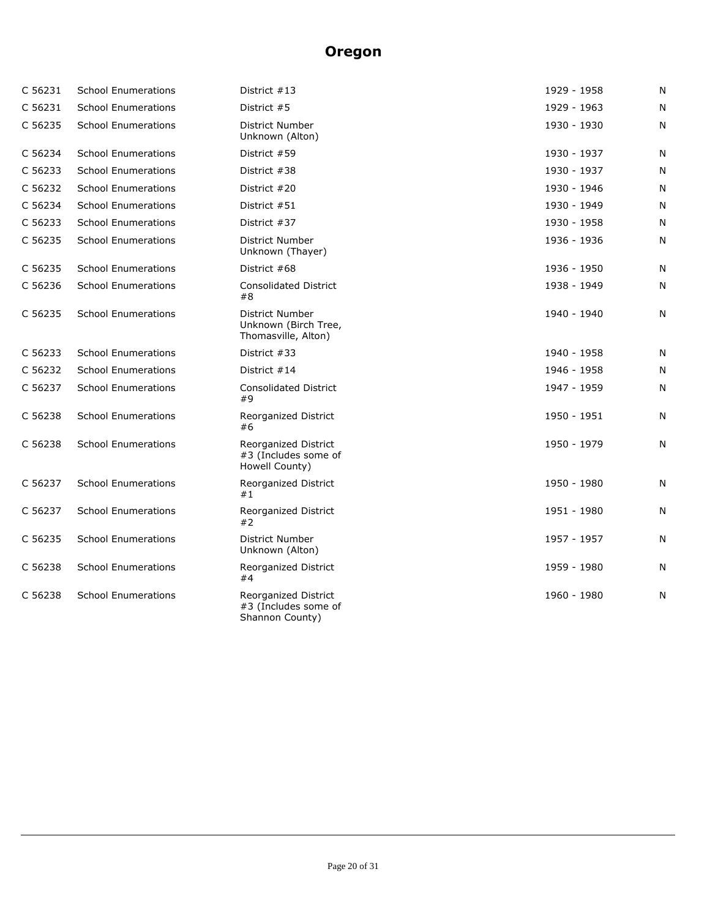# Oregon

| | | | | |
|---|---|---|---|---|
| C 56231 | School Enumerations | District #13 | 1929 - 1958 | N |
| C 56231 | School Enumerations | District #5 | 1929 - 1963 | N |
| C 56235 | School Enumerations | District Number Unknown (Alton) | 1930 - 1930 | N |
| C 56234 | School Enumerations | District #59 | 1930 - 1937 | N |
| C 56233 | School Enumerations | District #38 | 1930 - 1937 | N |
| C 56232 | School Enumerations | District #20 | 1930 - 1946 | N |
| C 56234 | School Enumerations | District #51 | 1930 - 1949 | N |
| C 56233 | School Enumerations | District #37 | 1930 - 1958 | N |
| C 56235 | School Enumerations | District Number Unknown (Thayer) | 1936 - 1936 | N |
| C 56235 | School Enumerations | District #68 | 1936 - 1950 | N |
| C 56236 | School Enumerations | Consolidated District #8 | 1938 - 1949 | N |
| C 56235 | School Enumerations | District Number Unknown (Birch Tree, Thomasville, Alton) | 1940 - 1940 | N |
| C 56233 | School Enumerations | District #33 | 1940 - 1958 | N |
| C 56232 | School Enumerations | District #14 | 1946 - 1958 | N |
| C 56237 | School Enumerations | Consolidated District #9 | 1947 - 1959 | N |
| C 56238 | School Enumerations | Reorganized District #6 | 1950 - 1951 | N |
| C 56238 | School Enumerations | Reorganized District #3 (Includes some of Howell County) | 1950 - 1979 | N |
| C 56237 | School Enumerations | Reorganized District #1 | 1950 - 1980 | N |
| C 56237 | School Enumerations | Reorganized District #2 | 1951 - 1980 | N |
| C 56235 | School Enumerations | District Number Unknown (Alton) | 1957 - 1957 | N |
| C 56238 | School Enumerations | Reorganized District #4 | 1959 - 1980 | N |
| C 56238 | School Enumerations | Reorganized District #3 (Includes some of Shannon County) | 1960 - 1980 | N |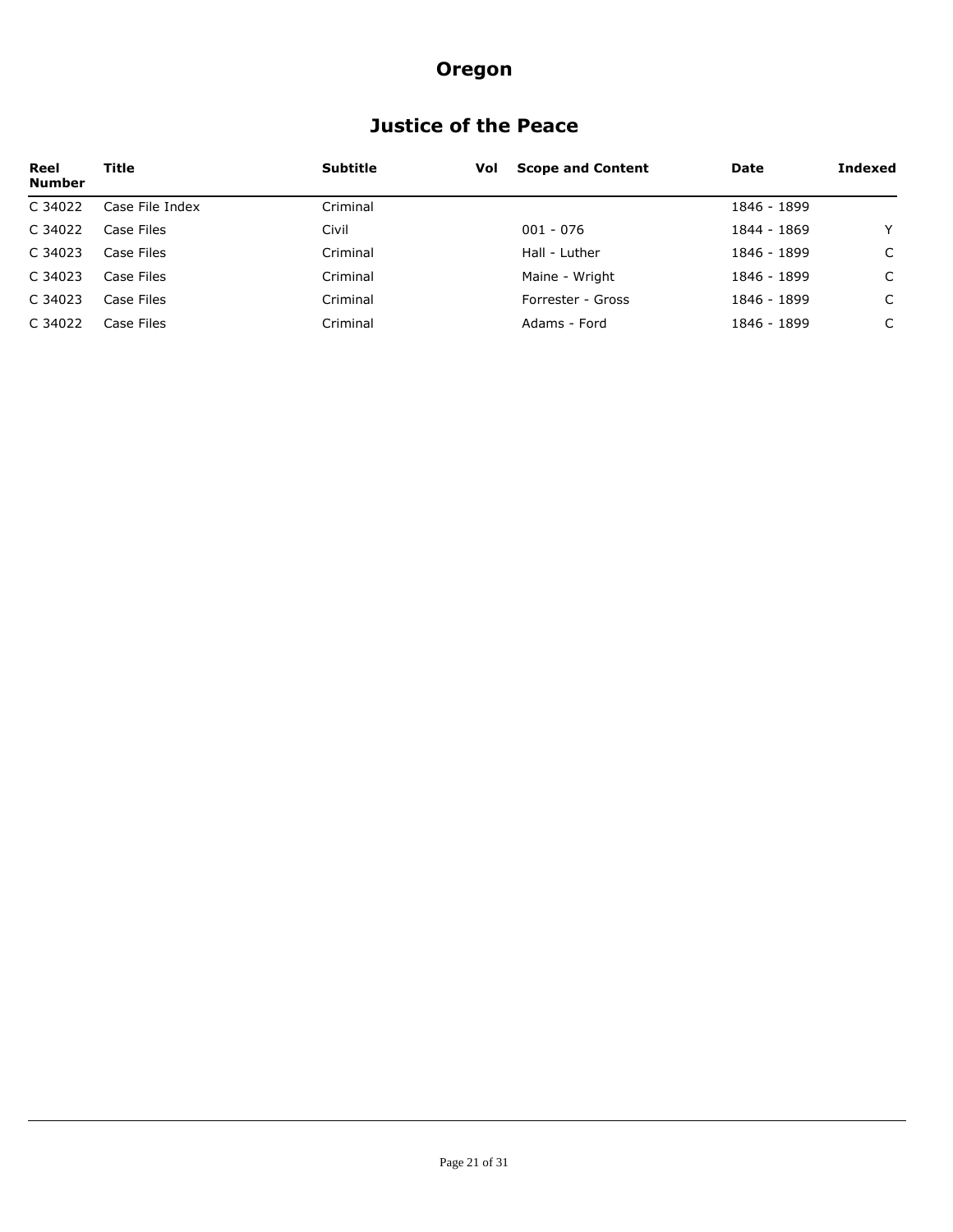# Oregon

## Justice of the Peace

| Reel Number | Title | Subtitle | Vol | Scope and Content | Date | Indexed |
|---|---|---|---|---|---|---|
| C 34022 | Case File Index | Criminal | | | 1846 - 1899 | |
| C 34022 | Case Files | Civil | | 001 - 076 | 1844 - 1869 | Y |
| C 34023 | Case Files | Criminal | | Hall - Luther | 1846 - 1899 | C |
| C 34023 | Case Files | Criminal | | Maine - Wright | 1846 - 1899 | C |
| C 34023 | Case Files | Criminal | | Forrester - Gross | 1846 - 1899 | C |
| C 34022 | Case Files | Criminal | | Adams - Ford | 1846 - 1899 | C |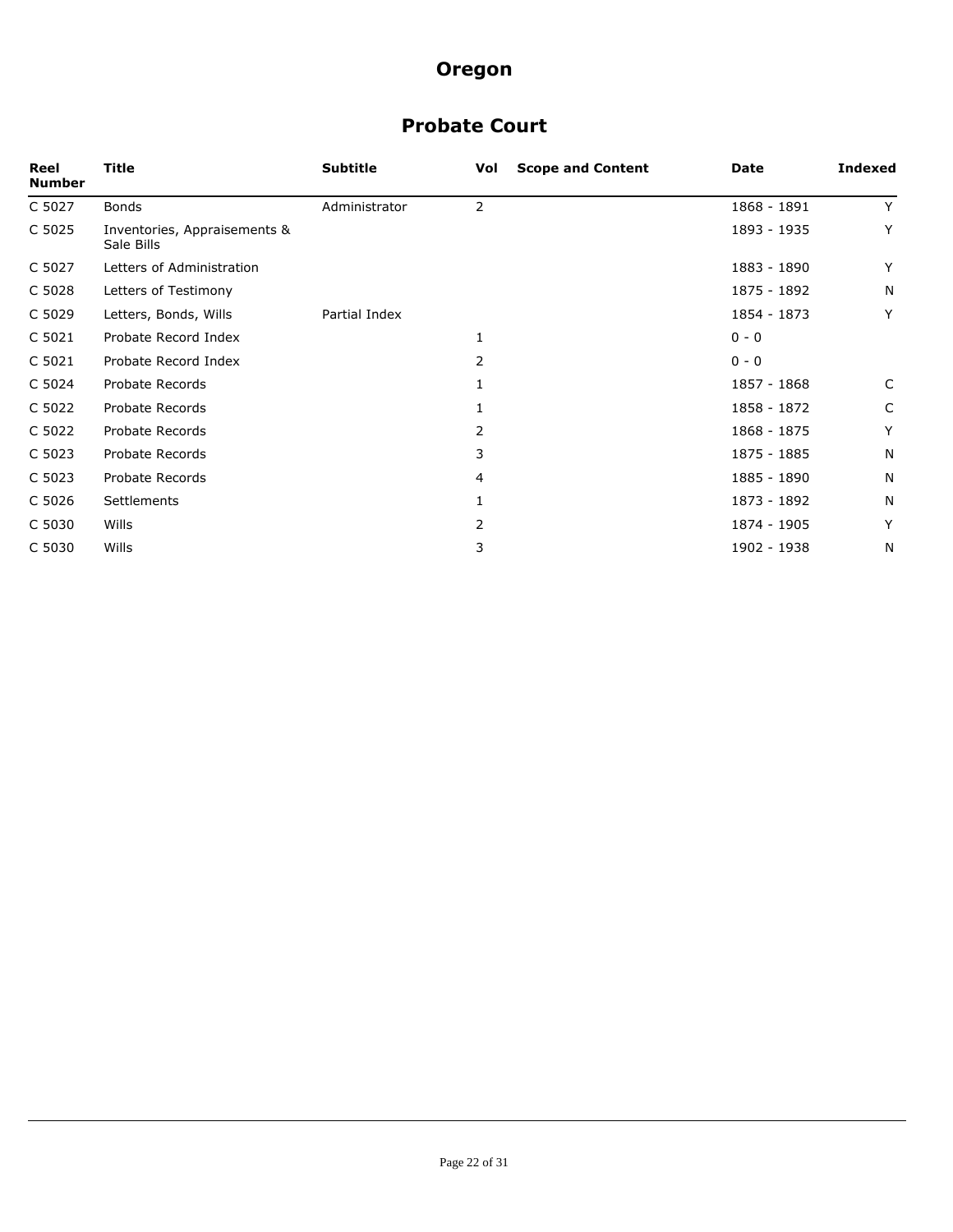# Oregon

## Probate Court

| Reel Number | Title | Subtitle | Vol | Scope and Content | Date | Indexed |
|---|---|---|---|---|---|---|
| C 5027 | Bonds | Administrator | 2 | | 1868 - 1891 | Y |
| C 5025 | Inventories, Appraisements & Sale Bills | | | | 1893 - 1935 | Y |
| C 5027 | Letters of Administration | | | | 1883 - 1890 | Y |
| C 5028 | Letters of Testimony | | | | 1875 - 1892 | N |
| C 5029 | Letters, Bonds, Wills | Partial Index | | | 1854 - 1873 | Y |
| C 5021 | Probate Record Index | | 1 | | 0 - 0 | |
| C 5021 | Probate Record Index | | 2 | | 0 - 0 | |
| C 5024 | Probate Records | | 1 | | 1857 - 1868 | C |
| C 5022 | Probate Records | | 1 | | 1858 - 1872 | C |
| C 5022 | Probate Records | | 2 | | 1868 - 1875 | Y |
| C 5023 | Probate Records | | 3 | | 1875 - 1885 | N |
| C 5023 | Probate Records | | 4 | | 1885 - 1890 | N |
| C 5026 | Settlements | | 1 | | 1873 - 1892 | N |
| C 5030 | Wills | | 2 | | 1874 - 1905 | Y |
| C 5030 | Wills | | 3 | | 1902 - 1938 | N |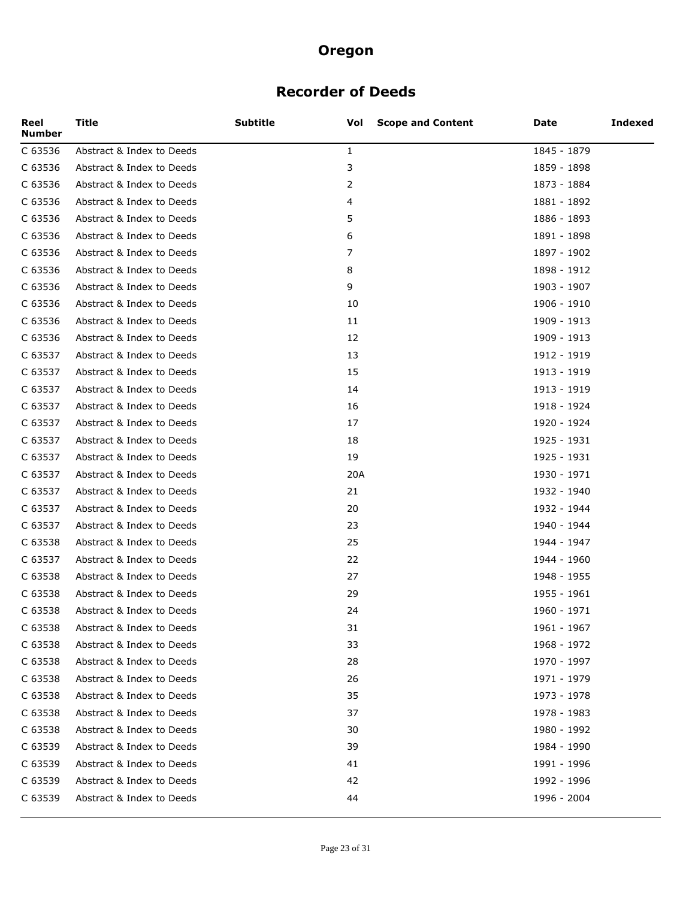# Oregon

## Recorder of Deeds

| Reel Number | Title | Subtitle | Vol | Scope and Content | Date | Indexed |
|---|---|---|---|---|---|---|
| C 63536 | Abstract & Index to Deeds | | 1 | | 1845 - 1879 | |
| C 63536 | Abstract & Index to Deeds | | 3 | | 1859 - 1898 | |
| C 63536 | Abstract & Index to Deeds | | 2 | | 1873 - 1884 | |
| C 63536 | Abstract & Index to Deeds | | 4 | | 1881 - 1892 | |
| C 63536 | Abstract & Index to Deeds | | 5 | | 1886 - 1893 | |
| C 63536 | Abstract & Index to Deeds | | 6 | | 1891 - 1898 | |
| C 63536 | Abstract & Index to Deeds | | 7 | | 1897 - 1902 | |
| C 63536 | Abstract & Index to Deeds | | 8 | | 1898 - 1912 | |
| C 63536 | Abstract & Index to Deeds | | 9 | | 1903 - 1907 | |
| C 63536 | Abstract & Index to Deeds | | 10 | | 1906 - 1910 | |
| C 63536 | Abstract & Index to Deeds | | 11 | | 1909 - 1913 | |
| C 63536 | Abstract & Index to Deeds | | 12 | | 1909 - 1913 | |
| C 63537 | Abstract & Index to Deeds | | 13 | | 1912 - 1919 | |
| C 63537 | Abstract & Index to Deeds | | 15 | | 1913 - 1919 | |
| C 63537 | Abstract & Index to Deeds | | 14 | | 1913 - 1919 | |
| C 63537 | Abstract & Index to Deeds | | 16 | | 1918 - 1924 | |
| C 63537 | Abstract & Index to Deeds | | 17 | | 1920 - 1924 | |
| C 63537 | Abstract & Index to Deeds | | 18 | | 1925 - 1931 | |
| C 63537 | Abstract & Index to Deeds | | 19 | | 1925 - 1931 | |
| C 63537 | Abstract & Index to Deeds | | 20A | | 1930 - 1971 | |
| C 63537 | Abstract & Index to Deeds | | 21 | | 1932 - 1940 | |
| C 63537 | Abstract & Index to Deeds | | 20 | | 1932 - 1944 | |
| C 63537 | Abstract & Index to Deeds | | 23 | | 1940 - 1944 | |
| C 63538 | Abstract & Index to Deeds | | 25 | | 1944 - 1947 | |
| C 63537 | Abstract & Index to Deeds | | 22 | | 1944 - 1960 | |
| C 63538 | Abstract & Index to Deeds | | 27 | | 1948 - 1955 | |
| C 63538 | Abstract & Index to Deeds | | 29 | | 1955 - 1961 | |
| C 63538 | Abstract & Index to Deeds | | 24 | | 1960 - 1971 | |
| C 63538 | Abstract & Index to Deeds | | 31 | | 1961 - 1967 | |
| C 63538 | Abstract & Index to Deeds | | 33 | | 1968 - 1972 | |
| C 63538 | Abstract & Index to Deeds | | 28 | | 1970 - 1997 | |
| C 63538 | Abstract & Index to Deeds | | 26 | | 1971 - 1979 | |
| C 63538 | Abstract & Index to Deeds | | 35 | | 1973 - 1978 | |
| C 63538 | Abstract & Index to Deeds | | 37 | | 1978 - 1983 | |
| C 63538 | Abstract & Index to Deeds | | 30 | | 1980 - 1992 | |
| C 63539 | Abstract & Index to Deeds | | 39 | | 1984 - 1990 | |
| C 63539 | Abstract & Index to Deeds | | 41 | | 1991 - 1996 | |
| C 63539 | Abstract & Index to Deeds | | 42 | | 1992 - 1996 | |
| C 63539 | Abstract & Index to Deeds | | 44 | | 1996 - 2004 | |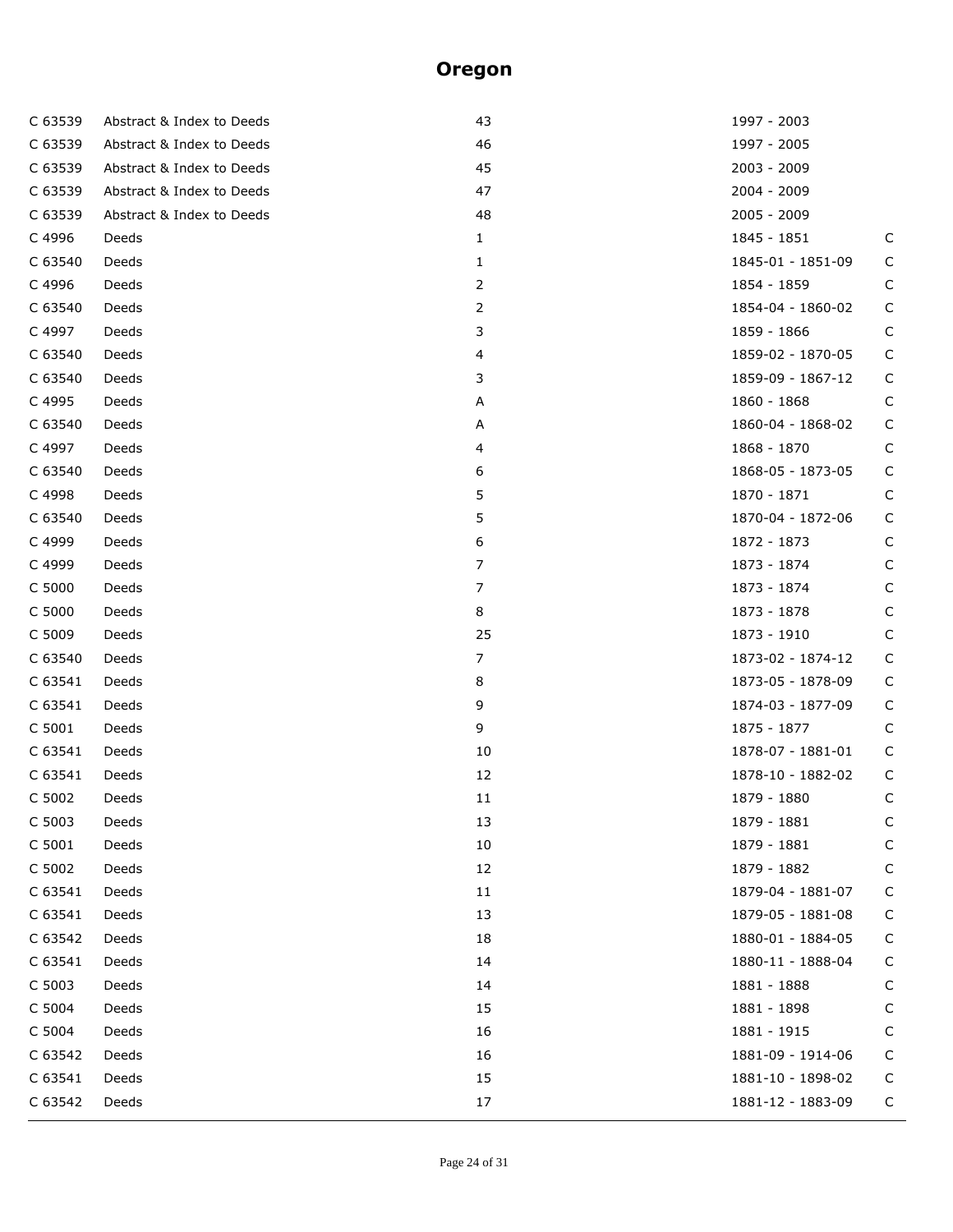# Oregon

| | | | | |
|---|---|---|---|---|
| C 63539 | Abstract & Index to Deeds | 43 | 1997 - 2003 | |
| C 63539 | Abstract & Index to Deeds | 46 | 1997 - 2005 | |
| C 63539 | Abstract & Index to Deeds | 45 | 2003 - 2009 | |
| C 63539 | Abstract & Index to Deeds | 47 | 2004 - 2009 | |
| C 63539 | Abstract & Index to Deeds | 48 | 2005 - 2009 | |
| C 4996 | Deeds | 1 | 1845 - 1851 | C |
| C 63540 | Deeds | 1 | 1845-01 - 1851-09 | C |
| C 4996 | Deeds | 2 | 1854 - 1859 | C |
| C 63540 | Deeds | 2 | 1854-04 - 1860-02 | C |
| C 4997 | Deeds | 3 | 1859 - 1866 | C |
| C 63540 | Deeds | 4 | 1859-02 - 1870-05 | C |
| C 63540 | Deeds | 3 | 1859-09 - 1867-12 | C |
| C 4995 | Deeds | A | 1860 - 1868 | C |
| C 63540 | Deeds | A | 1860-04 - 1868-02 | C |
| C 4997 | Deeds | 4 | 1868 - 1870 | C |
| C 63540 | Deeds | 6 | 1868-05 - 1873-05 | C |
| C 4998 | Deeds | 5 | 1870 - 1871 | C |
| C 63540 | Deeds | 5 | 1870-04 - 1872-06 | C |
| C 4999 | Deeds | 6 | 1872 - 1873 | C |
| C 4999 | Deeds | 7 | 1873 - 1874 | C |
| C 5000 | Deeds | 7 | 1873 - 1874 | C |
| C 5000 | Deeds | 8 | 1873 - 1878 | C |
| C 5009 | Deeds | 25 | 1873 - 1910 | C |
| C 63540 | Deeds | 7 | 1873-02 - 1874-12 | C |
| C 63541 | Deeds | 8 | 1873-05 - 1878-09 | C |
| C 63541 | Deeds | 9 | 1874-03 - 1877-09 | C |
| C 5001 | Deeds | 9 | 1875 - 1877 | C |
| C 63541 | Deeds | 10 | 1878-07 - 1881-01 | C |
| C 63541 | Deeds | 12 | 1878-10 - 1882-02 | C |
| C 5002 | Deeds | 11 | 1879 - 1880 | C |
| C 5003 | Deeds | 13 | 1879 - 1881 | C |
| C 5001 | Deeds | 10 | 1879 - 1881 | C |
| C 5002 | Deeds | 12 | 1879 - 1882 | C |
| C 63541 | Deeds | 11 | 1879-04 - 1881-07 | C |
| C 63541 | Deeds | 13 | 1879-05 - 1881-08 | C |
| C 63542 | Deeds | 18 | 1880-01 - 1884-05 | C |
| C 63541 | Deeds | 14 | 1880-11 - 1888-04 | C |
| C 5003 | Deeds | 14 | 1881 - 1888 | C |
| C 5004 | Deeds | 15 | 1881 - 1898 | C |
| C 5004 | Deeds | 16 | 1881 - 1915 | C |
| C 63542 | Deeds | 16 | 1881-09 - 1914-06 | C |
| C 63541 | Deeds | 15 | 1881-10 - 1898-02 | C |
| C 63542 | Deeds | 17 | 1881-12 - 1883-09 | C |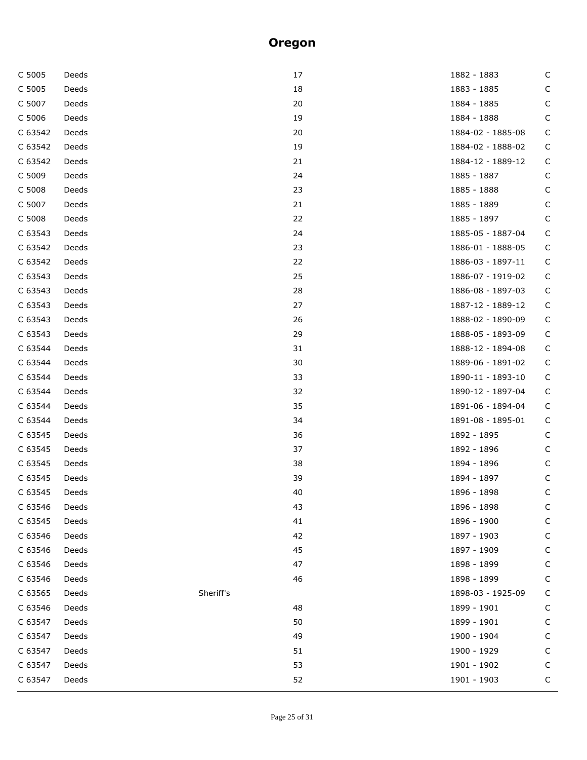# Oregon

| | | | | | |
|---|---|---|---|---|---|
| C 5005 | Deeds | | 17 | 1882 - 1883 | C |
| C 5005 | Deeds | | 18 | 1883 - 1885 | C |
| C 5007 | Deeds | | 20 | 1884 - 1885 | C |
| C 5006 | Deeds | | 19 | 1884 - 1888 | C |
| C 63542 | Deeds | | 20 | 1884-02 - 1885-08 | C |
| C 63542 | Deeds | | 19 | 1884-02 - 1888-02 | C |
| C 63542 | Deeds | | 21 | 1884-12 - 1889-12 | C |
| C 5009 | Deeds | | 24 | 1885 - 1887 | C |
| C 5008 | Deeds | | 23 | 1885 - 1888 | C |
| C 5007 | Deeds | | 21 | 1885 - 1889 | C |
| C 5008 | Deeds | | 22 | 1885 - 1897 | C |
| C 63543 | Deeds | | 24 | 1885-05 - 1887-04 | C |
| C 63542 | Deeds | | 23 | 1886-01 - 1888-05 | C |
| C 63542 | Deeds | | 22 | 1886-03 - 1897-11 | C |
| C 63543 | Deeds | | 25 | 1886-07 - 1919-02 | C |
| C 63543 | Deeds | | 28 | 1886-08 - 1897-03 | C |
| C 63543 | Deeds | | 27 | 1887-12 - 1889-12 | C |
| C 63543 | Deeds | | 26 | 1888-02 - 1890-09 | C |
| C 63543 | Deeds | | 29 | 1888-05 - 1893-09 | C |
| C 63544 | Deeds | | 31 | 1888-12 - 1894-08 | C |
| C 63544 | Deeds | | 30 | 1889-06 - 1891-02 | C |
| C 63544 | Deeds | | 33 | 1890-11 - 1893-10 | C |
| C 63544 | Deeds | | 32 | 1890-12 - 1897-04 | C |
| C 63544 | Deeds | | 35 | 1891-06 - 1894-04 | C |
| C 63544 | Deeds | | 34 | 1891-08 - 1895-01 | C |
| C 63545 | Deeds | | 36 | 1892 - 1895 | C |
| C 63545 | Deeds | | 37 | 1892 - 1896 | C |
| C 63545 | Deeds | | 38 | 1894 - 1896 | C |
| C 63545 | Deeds | | 39 | 1894 - 1897 | C |
| C 63545 | Deeds | | 40 | 1896 - 1898 | C |
| C 63546 | Deeds | | 43 | 1896 - 1898 | C |
| C 63545 | Deeds | | 41 | 1896 - 1900 | C |
| C 63546 | Deeds | | 42 | 1897 - 1903 | C |
| C 63546 | Deeds | | 45 | 1897 - 1909 | C |
| C 63546 | Deeds | | 47 | 1898 - 1899 | C |
| C 63546 | Deeds | | 46 | 1898 - 1899 | C |
| C 63565 | Deeds | Sheriff's | | 1898-03 - 1925-09 | C |
| C 63546 | Deeds | | 48 | 1899 - 1901 | C |
| C 63547 | Deeds | | 50 | 1899 - 1901 | C |
| C 63547 | Deeds | | 49 | 1900 - 1904 | C |
| C 63547 | Deeds | | 51 | 1900 - 1929 | C |
| C 63547 | Deeds | | 53 | 1901 - 1902 | C |
| C 63547 | Deeds | | 52 | 1901 - 1903 | C |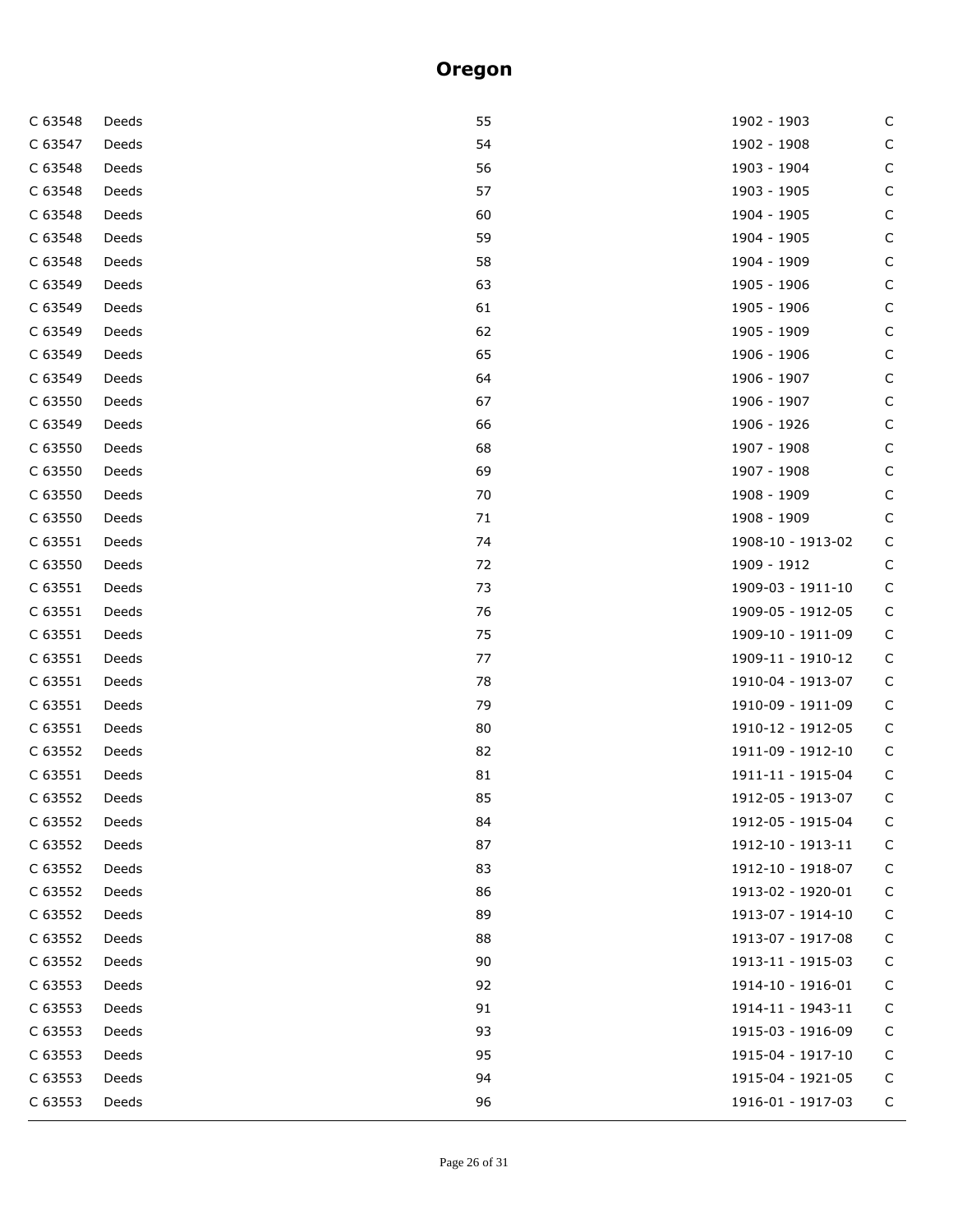# Oregon

| | | | | |
|---|---|---|---|---|
| C 63548 | Deeds | 55 | 1902 - 1903 | C |
| C 63547 | Deeds | 54 | 1902 - 1908 | C |
| C 63548 | Deeds | 56 | 1903 - 1904 | C |
| C 63548 | Deeds | 57 | 1903 - 1905 | C |
| C 63548 | Deeds | 60 | 1904 - 1905 | C |
| C 63548 | Deeds | 59 | 1904 - 1905 | C |
| C 63548 | Deeds | 58 | 1904 - 1909 | C |
| C 63549 | Deeds | 63 | 1905 - 1906 | C |
| C 63549 | Deeds | 61 | 1905 - 1906 | C |
| C 63549 | Deeds | 62 | 1905 - 1909 | C |
| C 63549 | Deeds | 65 | 1906 - 1906 | C |
| C 63549 | Deeds | 64 | 1906 - 1907 | C |
| C 63550 | Deeds | 67 | 1906 - 1907 | C |
| C 63549 | Deeds | 66 | 1906 - 1926 | C |
| C 63550 | Deeds | 68 | 1907 - 1908 | C |
| C 63550 | Deeds | 69 | 1907 - 1908 | C |
| C 63550 | Deeds | 70 | 1908 - 1909 | C |
| C 63550 | Deeds | 71 | 1908 - 1909 | C |
| C 63551 | Deeds | 74 | 1908-10 - 1913-02 | C |
| C 63550 | Deeds | 72 | 1909 - 1912 | C |
| C 63551 | Deeds | 73 | 1909-03 - 1911-10 | C |
| C 63551 | Deeds | 76 | 1909-05 - 1912-05 | C |
| C 63551 | Deeds | 75 | 1909-10 - 1911-09 | C |
| C 63551 | Deeds | 77 | 1909-11 - 1910-12 | C |
| C 63551 | Deeds | 78 | 1910-04 - 1913-07 | C |
| C 63551 | Deeds | 79 | 1910-09 - 1911-09 | C |
| C 63551 | Deeds | 80 | 1910-12 - 1912-05 | C |
| C 63552 | Deeds | 82 | 1911-09 - 1912-10 | C |
| C 63551 | Deeds | 81 | 1911-11 - 1915-04 | C |
| C 63552 | Deeds | 85 | 1912-05 - 1913-07 | C |
| C 63552 | Deeds | 84 | 1912-05 - 1915-04 | C |
| C 63552 | Deeds | 87 | 1912-10 - 1913-11 | C |
| C 63552 | Deeds | 83 | 1912-10 - 1918-07 | C |
| C 63552 | Deeds | 86 | 1913-02 - 1920-01 | C |
| C 63552 | Deeds | 89 | 1913-07 - 1914-10 | C |
| C 63552 | Deeds | 88 | 1913-07 - 1917-08 | C |
| C 63552 | Deeds | 90 | 1913-11 - 1915-03 | C |
| C 63553 | Deeds | 92 | 1914-10 - 1916-01 | C |
| C 63553 | Deeds | 91 | 1914-11 - 1943-11 | C |
| C 63553 | Deeds | 93 | 1915-03 - 1916-09 | C |
| C 63553 | Deeds | 95 | 1915-04 - 1917-10 | C |
| C 63553 | Deeds | 94 | 1915-04 - 1921-05 | C |
| C 63553 | Deeds | 96 | 1916-01 - 1917-03 | C |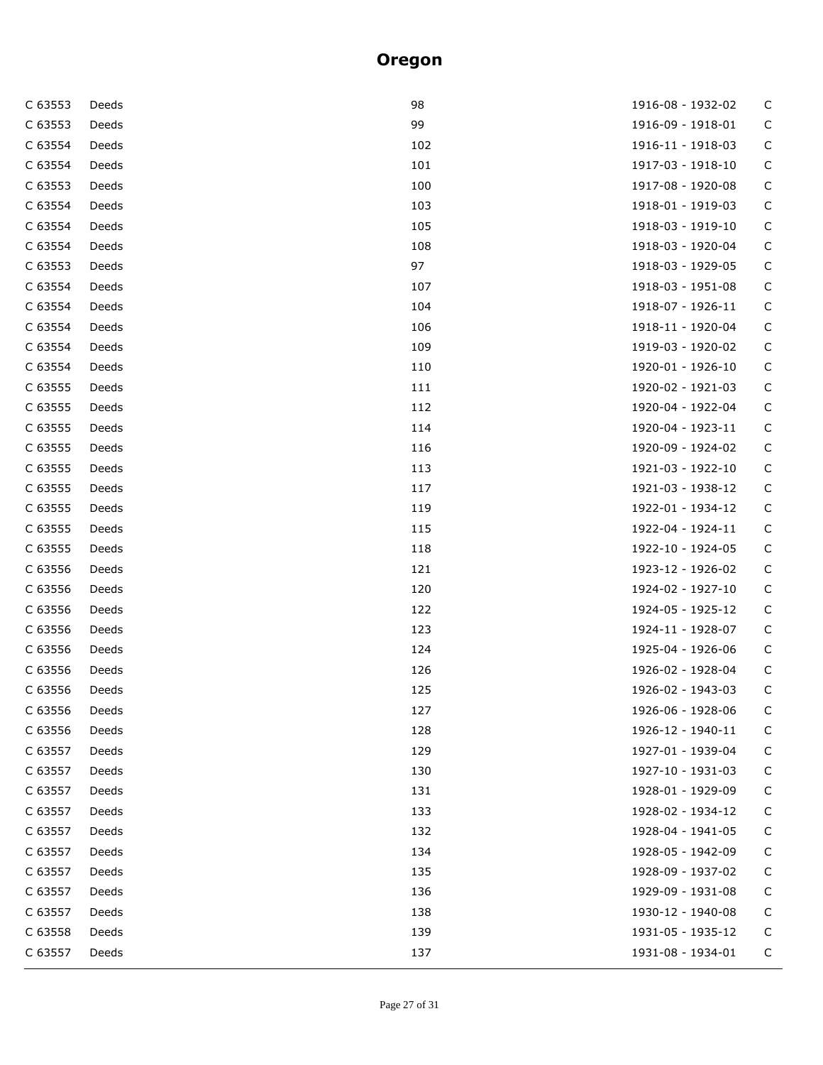# Oregon

| | | | | |
|---|---|---|---|---|
| C 63553 | Deeds | 98 | 1916-08 - 1932-02 | C |
| C 63553 | Deeds | 99 | 1916-09 - 1918-01 | C |
| C 63554 | Deeds | 102 | 1916-11 - 1918-03 | C |
| C 63554 | Deeds | 101 | 1917-03 - 1918-10 | C |
| C 63553 | Deeds | 100 | 1917-08 - 1920-08 | C |
| C 63554 | Deeds | 103 | 1918-01 - 1919-03 | C |
| C 63554 | Deeds | 105 | 1918-03 - 1919-10 | C |
| C 63554 | Deeds | 108 | 1918-03 - 1920-04 | C |
| C 63553 | Deeds | 97 | 1918-03 - 1929-05 | C |
| C 63554 | Deeds | 107 | 1918-03 - 1951-08 | C |
| C 63554 | Deeds | 104 | 1918-07 - 1926-11 | C |
| C 63554 | Deeds | 106 | 1918-11 - 1920-04 | C |
| C 63554 | Deeds | 109 | 1919-03 - 1920-02 | C |
| C 63554 | Deeds | 110 | 1920-01 - 1926-10 | C |
| C 63555 | Deeds | 111 | 1920-02 - 1921-03 | C |
| C 63555 | Deeds | 112 | 1920-04 - 1922-04 | C |
| C 63555 | Deeds | 114 | 1920-04 - 1923-11 | C |
| C 63555 | Deeds | 116 | 1920-09 - 1924-02 | C |
| C 63555 | Deeds | 113 | 1921-03 - 1922-10 | C |
| C 63555 | Deeds | 117 | 1921-03 - 1938-12 | C |
| C 63555 | Deeds | 119 | 1922-01 - 1934-12 | C |
| C 63555 | Deeds | 115 | 1922-04 - 1924-11 | C |
| C 63555 | Deeds | 118 | 1922-10 - 1924-05 | C |
| C 63556 | Deeds | 121 | 1923-12 - 1926-02 | C |
| C 63556 | Deeds | 120 | 1924-02 - 1927-10 | C |
| C 63556 | Deeds | 122 | 1924-05 - 1925-12 | C |
| C 63556 | Deeds | 123 | 1924-11 - 1928-07 | C |
| C 63556 | Deeds | 124 | 1925-04 - 1926-06 | C |
| C 63556 | Deeds | 126 | 1926-02 - 1928-04 | C |
| C 63556 | Deeds | 125 | 1926-02 - 1943-03 | C |
| C 63556 | Deeds | 127 | 1926-06 - 1928-06 | C |
| C 63556 | Deeds | 128 | 1926-12 - 1940-11 | C |
| C 63557 | Deeds | 129 | 1927-01 - 1939-04 | C |
| C 63557 | Deeds | 130 | 1927-10 - 1931-03 | C |
| C 63557 | Deeds | 131 | 1928-01 - 1929-09 | C |
| C 63557 | Deeds | 133 | 1928-02 - 1934-12 | C |
| C 63557 | Deeds | 132 | 1928-04 - 1941-05 | C |
| C 63557 | Deeds | 134 | 1928-05 - 1942-09 | C |
| C 63557 | Deeds | 135 | 1928-09 - 1937-02 | C |
| C 63557 | Deeds | 136 | 1929-09 - 1931-08 | C |
| C 63557 | Deeds | 138 | 1930-12 - 1940-08 | C |
| C 63558 | Deeds | 139 | 1931-05 - 1935-12 | C |
| C 63557 | Deeds | 137 | 1931-08 - 1934-01 | C |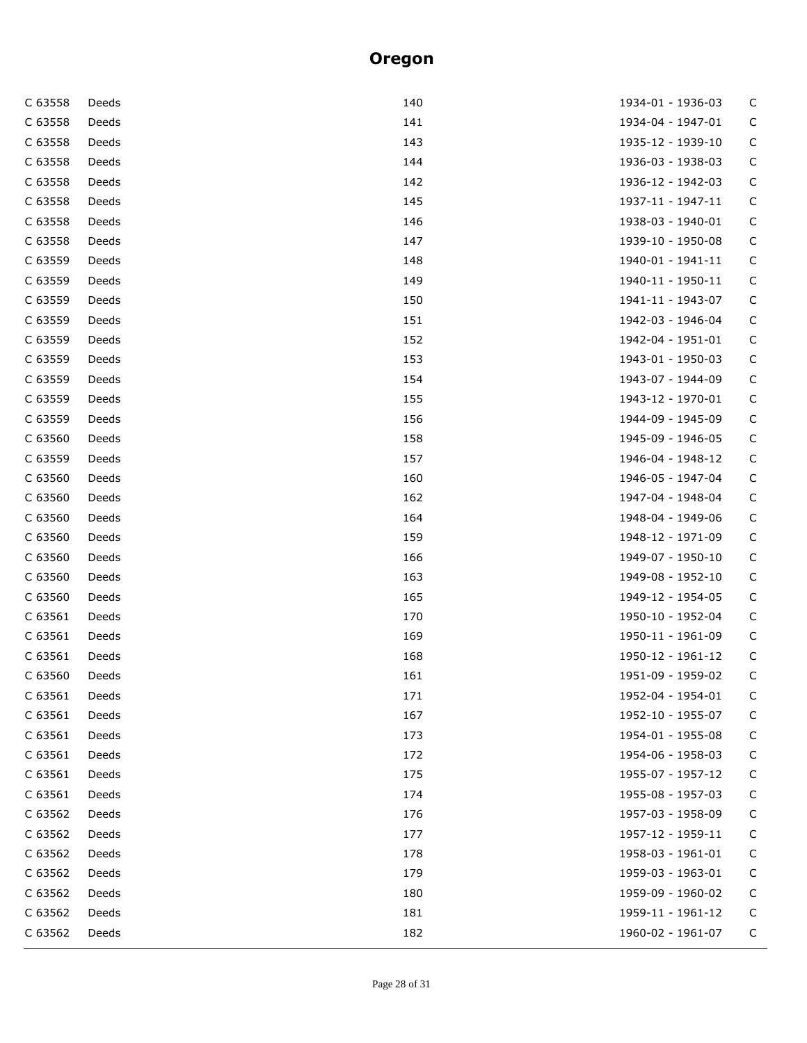## Oregon

| | | | | |
|---|---|---|---|---|
| C 63558 | Deeds | 140 | 1934-01 - 1936-03 | C |
| C 63558 | Deeds | 141 | 1934-04 - 1947-01 | C |
| C 63558 | Deeds | 143 | 1935-12 - 1939-10 | C |
| C 63558 | Deeds | 144 | 1936-03 - 1938-03 | C |
| C 63558 | Deeds | 142 | 1936-12 - 1942-03 | C |
| C 63558 | Deeds | 145 | 1937-11 - 1947-11 | C |
| C 63558 | Deeds | 146 | 1938-03 - 1940-01 | C |
| C 63558 | Deeds | 147 | 1939-10 - 1950-08 | C |
| C 63559 | Deeds | 148 | 1940-01 - 1941-11 | C |
| C 63559 | Deeds | 149 | 1940-11 - 1950-11 | C |
| C 63559 | Deeds | 150 | 1941-11 - 1943-07 | C |
| C 63559 | Deeds | 151 | 1942-03 - 1946-04 | C |
| C 63559 | Deeds | 152 | 1942-04 - 1951-01 | C |
| C 63559 | Deeds | 153 | 1943-01 - 1950-03 | C |
| C 63559 | Deeds | 154 | 1943-07 - 1944-09 | C |
| C 63559 | Deeds | 155 | 1943-12 - 1970-01 | C |
| C 63559 | Deeds | 156 | 1944-09 - 1945-09 | C |
| C 63560 | Deeds | 158 | 1945-09 - 1946-05 | C |
| C 63559 | Deeds | 157 | 1946-04 - 1948-12 | C |
| C 63560 | Deeds | 160 | 1946-05 - 1947-04 | C |
| C 63560 | Deeds | 162 | 1947-04 - 1948-04 | C |
| C 63560 | Deeds | 164 | 1948-04 - 1949-06 | C |
| C 63560 | Deeds | 159 | 1948-12 - 1971-09 | C |
| C 63560 | Deeds | 166 | 1949-07 - 1950-10 | C |
| C 63560 | Deeds | 163 | 1949-08 - 1952-10 | C |
| C 63560 | Deeds | 165 | 1949-12 - 1954-05 | C |
| C 63561 | Deeds | 170 | 1950-10 - 1952-04 | C |
| C 63561 | Deeds | 169 | 1950-11 - 1961-09 | C |
| C 63561 | Deeds | 168 | 1950-12 - 1961-12 | C |
| C 63560 | Deeds | 161 | 1951-09 - 1959-02 | C |
| C 63561 | Deeds | 171 | 1952-04 - 1954-01 | C |
| C 63561 | Deeds | 167 | 1952-10 - 1955-07 | C |
| C 63561 | Deeds | 173 | 1954-01 - 1955-08 | C |
| C 63561 | Deeds | 172 | 1954-06 - 1958-03 | C |
| C 63561 | Deeds | 175 | 1955-07 - 1957-12 | C |
| C 63561 | Deeds | 174 | 1955-08 - 1957-03 | C |
| C 63562 | Deeds | 176 | 1957-03 - 1958-09 | C |
| C 63562 | Deeds | 177 | 1957-12 - 1959-11 | C |
| C 63562 | Deeds | 178 | 1958-03 - 1961-01 | C |
| C 63562 | Deeds | 179 | 1959-03 - 1963-01 | C |
| C 63562 | Deeds | 180 | 1959-09 - 1960-02 | C |
| C 63562 | Deeds | 181 | 1959-11 - 1961-12 | C |
| C 63562 | Deeds | 182 | 1960-02 - 1961-07 | C |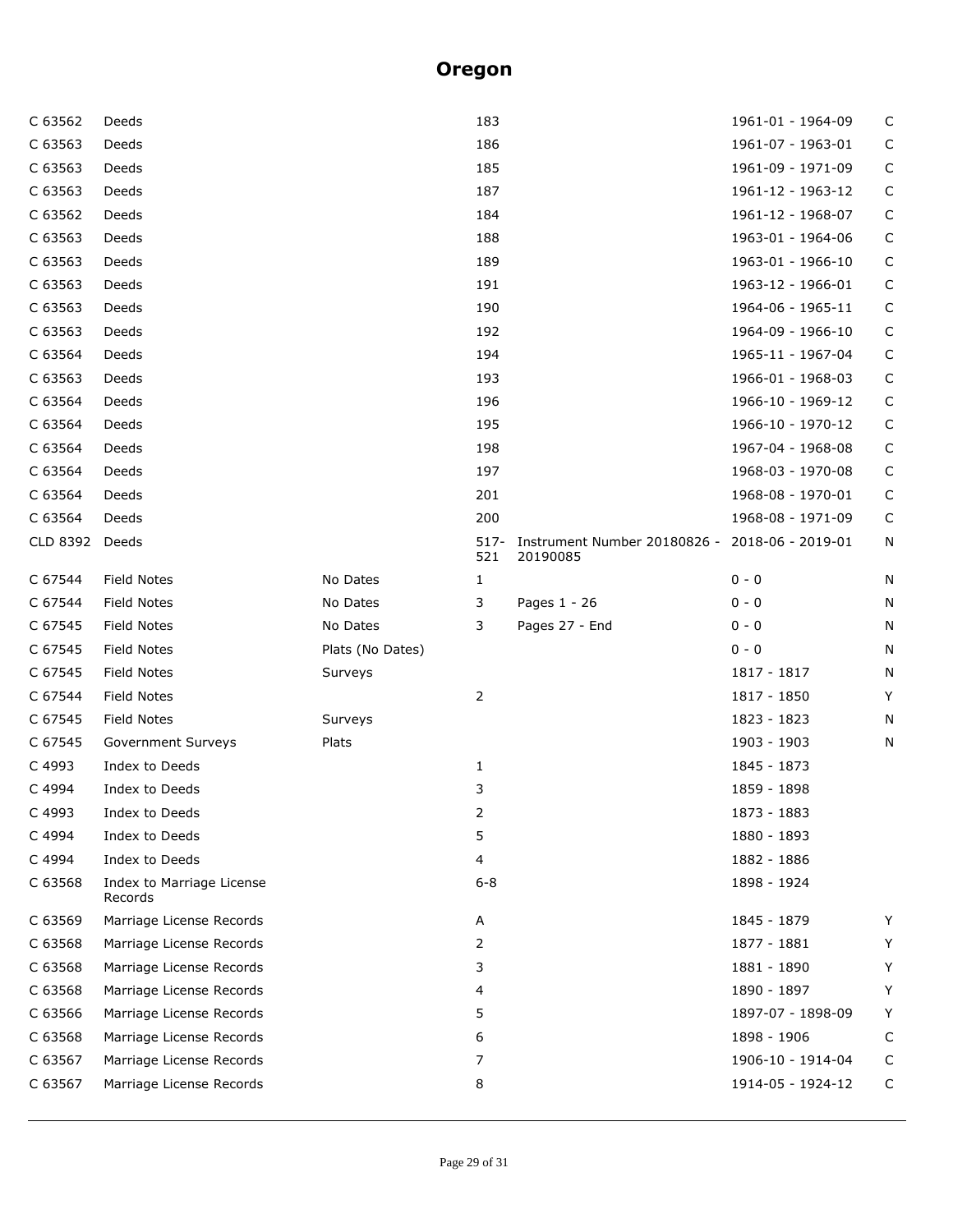# Oregon

| | | | | | | |
|---|---|---|---|---|---|---|
| C 63562 | Deeds | | 183 | | 1961-01 - 1964-09 | C |
| C 63563 | Deeds | | 186 | | 1961-07 - 1963-01 | C |
| C 63563 | Deeds | | 185 | | 1961-09 - 1971-09 | C |
| C 63563 | Deeds | | 187 | | 1961-12 - 1963-12 | C |
| C 63562 | Deeds | | 184 | | 1961-12 - 1968-07 | C |
| C 63563 | Deeds | | 188 | | 1963-01 - 1964-06 | C |
| C 63563 | Deeds | | 189 | | 1963-01 - 1966-10 | C |
| C 63563 | Deeds | | 191 | | 1963-12 - 1966-01 | C |
| C 63563 | Deeds | | 190 | | 1964-06 - 1965-11 | C |
| C 63563 | Deeds | | 192 | | 1964-09 - 1966-10 | C |
| C 63564 | Deeds | | 194 | | 1965-11 - 1967-04 | C |
| C 63563 | Deeds | | 193 | | 1966-01 - 1968-03 | C |
| C 63564 | Deeds | | 196 | | 1966-10 - 1969-12 | C |
| C 63564 | Deeds | | 195 | | 1966-10 - 1970-12 | C |
| C 63564 | Deeds | | 198 | | 1967-04 - 1968-08 | C |
| C 63564 | Deeds | | 197 | | 1968-03 - 1970-08 | C |
| C 63564 | Deeds | | 201 | | 1968-08 - 1970-01 | C |
| C 63564 | Deeds | | 200 | | 1968-08 - 1971-09 | C |
| CLD 8392 | Deeds | | 517-521 | Instrument Number 20180826 - 20190085 | 2018-06 - 2019-01 | N |
| C 67544 | Field Notes | No Dates | 1 | | 0 - 0 | N |
| C 67544 | Field Notes | No Dates | 3 | Pages 1 - 26 | 0 - 0 | N |
| C 67545 | Field Notes | No Dates | 3 | Pages 27 - End | 0 - 0 | N |
| C 67545 | Field Notes | Plats (No Dates) | | | 0 - 0 | N |
| C 67545 | Field Notes | Surveys | | | 1817 - 1817 | N |
| C 67544 | Field Notes | | 2 | | 1817 - 1850 | Y |
| C 67545 | Field Notes | Surveys | | | 1823 - 1823 | N |
| C 67545 | Government Surveys | Plats | | | 1903 - 1903 | N |
| C 4993 | Index to Deeds | | 1 | | 1845 - 1873 | |
| C 4994 | Index to Deeds | | 3 | | 1859 - 1898 | |
| C 4993 | Index to Deeds | | 2 | | 1873 - 1883 | |
| C 4994 | Index to Deeds | | 5 | | 1880 - 1893 | |
| C 4994 | Index to Deeds | | 4 | | 1882 - 1886 | |
| C 63568 | Index to Marriage License Records | | 6-8 | | 1898 - 1924 | |
| C 63569 | Marriage License Records | | A | | 1845 - 1879 | Y |
| C 63568 | Marriage License Records | | 2 | | 1877 - 1881 | Y |
| C 63568 | Marriage License Records | | 3 | | 1881 - 1890 | Y |
| C 63568 | Marriage License Records | | 4 | | 1890 - 1897 | Y |
| C 63566 | Marriage License Records | | 5 | | 1897-07 - 1898-09 | Y |
| C 63568 | Marriage License Records | | 6 | | 1898 - 1906 | C |
| C 63567 | Marriage License Records | | 7 | | 1906-10 - 1914-04 | C |
| C 63567 | Marriage License Records | | 8 | | 1914-05 - 1924-12 | C |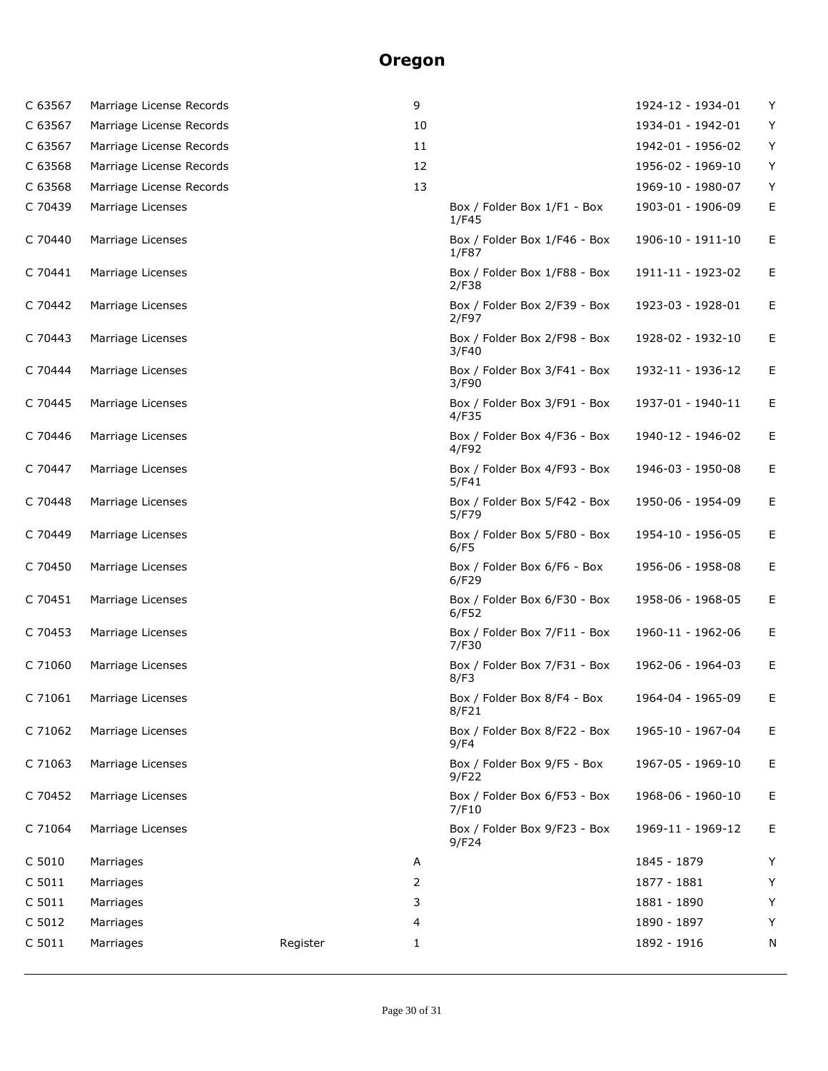# Oregon

| | | | | | | |
|---|---|---|---|---|---|---|
| C 63567 | Marriage License Records | | 9 | | 1924-12 - 1934-01 | Y |
| C 63567 | Marriage License Records | | 10 | | 1934-01 - 1942-01 | Y |
| C 63567 | Marriage License Records | | 11 | | 1942-01 - 1956-02 | Y |
| C 63568 | Marriage License Records | | 12 | | 1956-02 - 1969-10 | Y |
| C 63568 | Marriage License Records | | 13 | | 1969-10 - 1980-07 | Y |
| C 70439 | Marriage Licenses | | | Box / Folder Box 1/F1 - Box 1/F45 | 1903-01 - 1906-09 | E |
| C 70440 | Marriage Licenses | | | Box / Folder Box 1/F46 - Box 1/F87 | 1906-10 - 1911-10 | E |
| C 70441 | Marriage Licenses | | | Box / Folder Box 1/F88 - Box 2/F38 | 1911-11 - 1923-02 | E |
| C 70442 | Marriage Licenses | | | Box / Folder Box 2/F39 - Box 2/F97 | 1923-03 - 1928-01 | E |
| C 70443 | Marriage Licenses | | | Box / Folder Box 2/F98 - Box 3/F40 | 1928-02 - 1932-10 | E |
| C 70444 | Marriage Licenses | | | Box / Folder Box 3/F41 - Box 3/F90 | 1932-11 - 1936-12 | E |
| C 70445 | Marriage Licenses | | | Box / Folder Box 3/F91 - Box 4/F35 | 1937-01 - 1940-11 | E |
| C 70446 | Marriage Licenses | | | Box / Folder Box 4/F36 - Box 4/F92 | 1940-12 - 1946-02 | E |
| C 70447 | Marriage Licenses | | | Box / Folder Box 4/F93 - Box 5/F41 | 1946-03 - 1950-08 | E |
| C 70448 | Marriage Licenses | | | Box / Folder Box 5/F42 - Box 5/F79 | 1950-06 - 1954-09 | E |
| C 70449 | Marriage Licenses | | | Box / Folder Box 5/F80 - Box 6/F5 | 1954-10 - 1956-05 | E |
| C 70450 | Marriage Licenses | | | Box / Folder Box 6/F6 - Box 6/F29 | 1956-06 - 1958-08 | E |
| C 70451 | Marriage Licenses | | | Box / Folder Box 6/F30 - Box 6/F52 | 1958-06 - 1968-05 | E |
| C 70453 | Marriage Licenses | | | Box / Folder Box 7/F11 - Box 7/F30 | 1960-11 - 1962-06 | E |
| C 71060 | Marriage Licenses | | | Box / Folder Box 7/F31 - Box 8/F3 | 1962-06 - 1964-03 | E |
| C 71061 | Marriage Licenses | | | Box / Folder Box 8/F4 - Box 8/F21 | 1964-04 - 1965-09 | E |
| C 71062 | Marriage Licenses | | | Box / Folder Box 8/F22 - Box 9/F4 | 1965-10 - 1967-04 | E |
| C 71063 | Marriage Licenses | | | Box / Folder Box 9/F5 - Box 9/F22 | 1967-05 - 1969-10 | E |
| C 70452 | Marriage Licenses | | | Box / Folder Box 6/F53 - Box 7/F10 | 1968-06 - 1960-10 | E |
| C 71064 | Marriage Licenses | | | Box / Folder Box 9/F23 - Box 9/F24 | 1969-11 - 1969-12 | E |
| C 5010 | Marriages | | A | | 1845 - 1879 | Y |
| C 5011 | Marriages | | 2 | | 1877 - 1881 | Y |
| C 5011 | Marriages | | 3 | | 1881 - 1890 | Y |
| C 5012 | Marriages | | 4 | | 1890 - 1897 | Y |
| C 5011 | Marriages | Register | 1 | | 1892 - 1916 | N |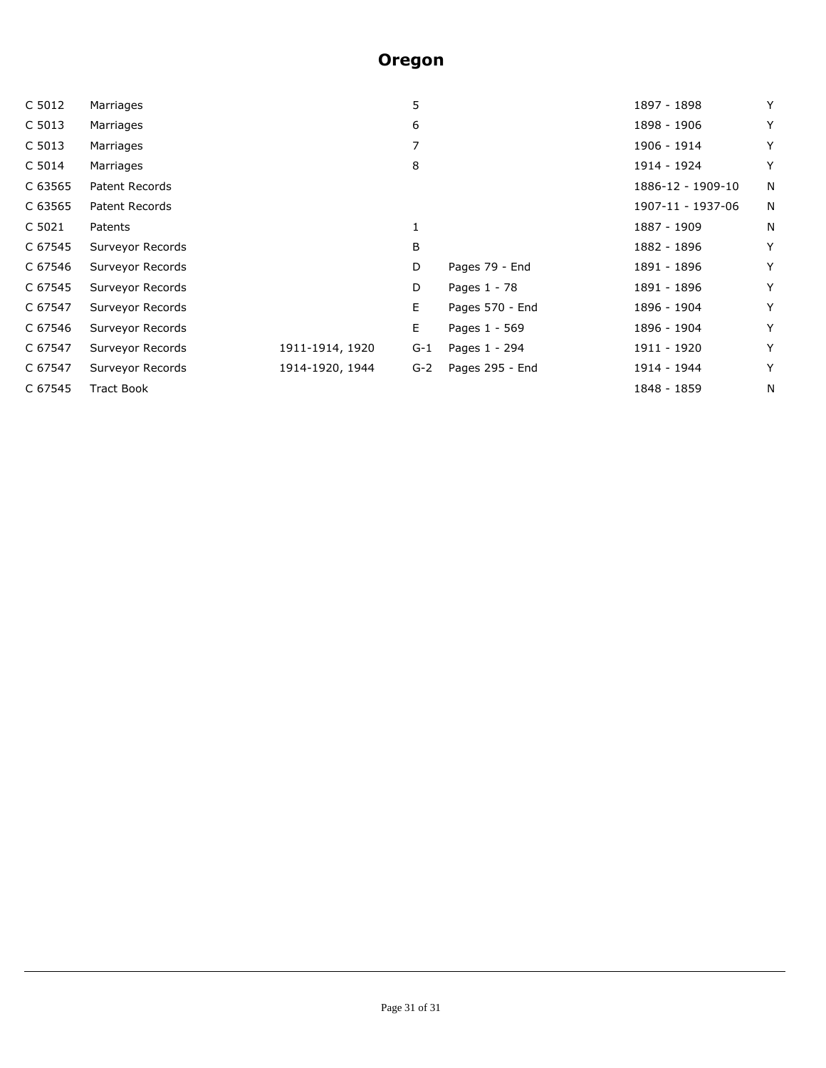# Oregon

| | | | | | | |
|---|---|---|---|---|---|---|
| C 5012 | Marriages | | 5 | | 1897 - 1898 | Y |
| C 5013 | Marriages | | 6 | | 1898 - 1906 | Y |
| C 5013 | Marriages | | 7 | | 1906 - 1914 | Y |
| C 5014 | Marriages | | 8 | | 1914 - 1924 | Y |
| C 63565 | Patent Records | | | | 1886-12 - 1909-10 | N |
| C 63565 | Patent Records | | | | 1907-11 - 1937-06 | N |
| C 5021 | Patents | | 1 | | 1887 - 1909 | N |
| C 67545 | Surveyor Records | | B | | 1882 - 1896 | Y |
| C 67546 | Surveyor Records | | D | Pages 79 - End | 1891 - 1896 | Y |
| C 67545 | Surveyor Records | | D | Pages 1 - 78 | 1891 - 1896 | Y |
| C 67547 | Surveyor Records | | E | Pages 570 - End | 1896 - 1904 | Y |
| C 67546 | Surveyor Records | | E | Pages 1 - 569 | 1896 - 1904 | Y |
| C 67547 | Surveyor Records | 1911-1914, 1920 | G-1 | Pages 1 - 294 | 1911 - 1920 | Y |
| C 67547 | Surveyor Records | 1914-1920, 1944 | G-2 | Pages 295 - End | 1914 - 1944 | Y |
| C 67545 | Tract Book | | | | 1848 - 1859 | N |